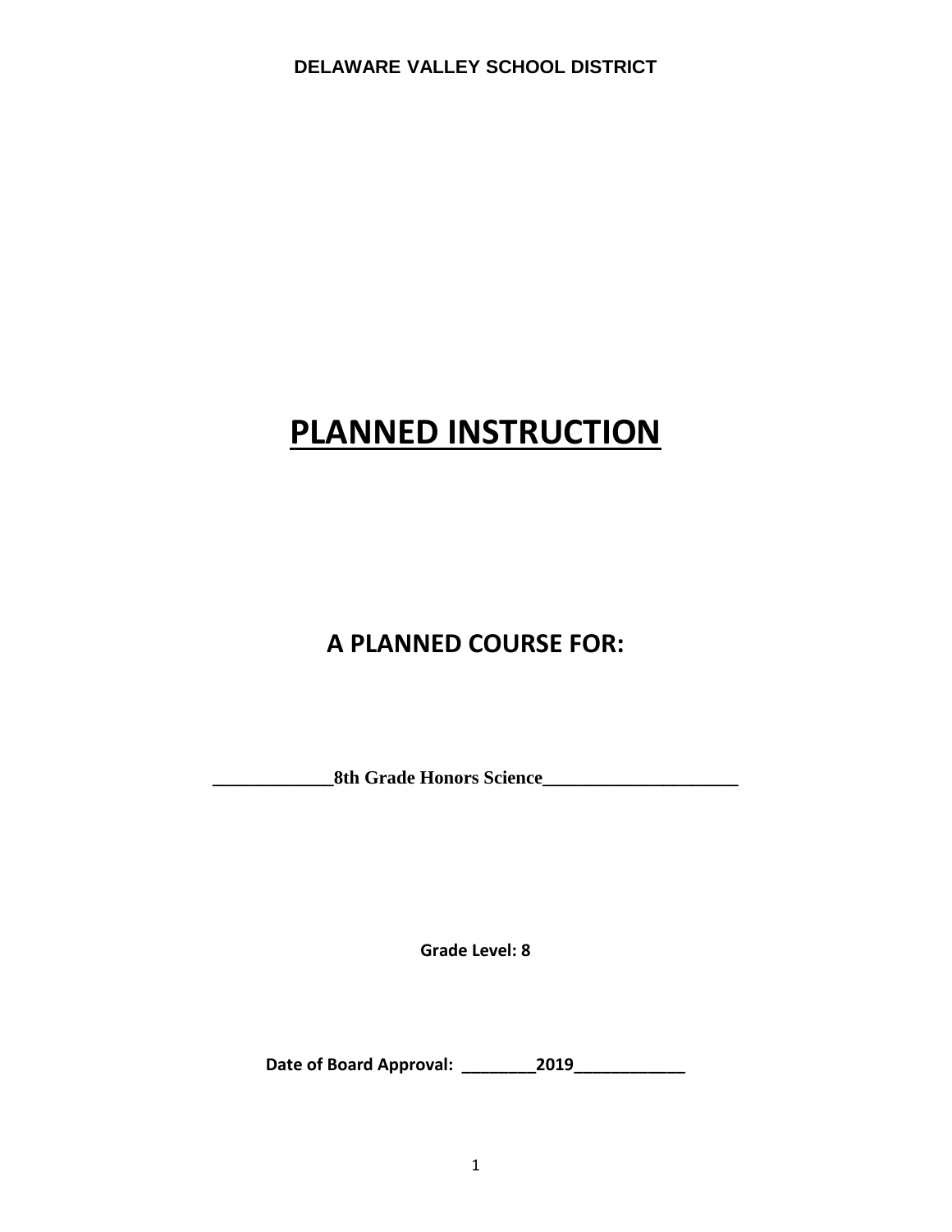**DELAWARE VALLEY SCHOOL DISTRICT**

# PLANNED INSTRUCTION

## A PLANNED COURSE FOR:

**_____________8th Grade Honors Science_____________________**

**Grade Level: 8**

**Date of Board Approval: ________2019____________**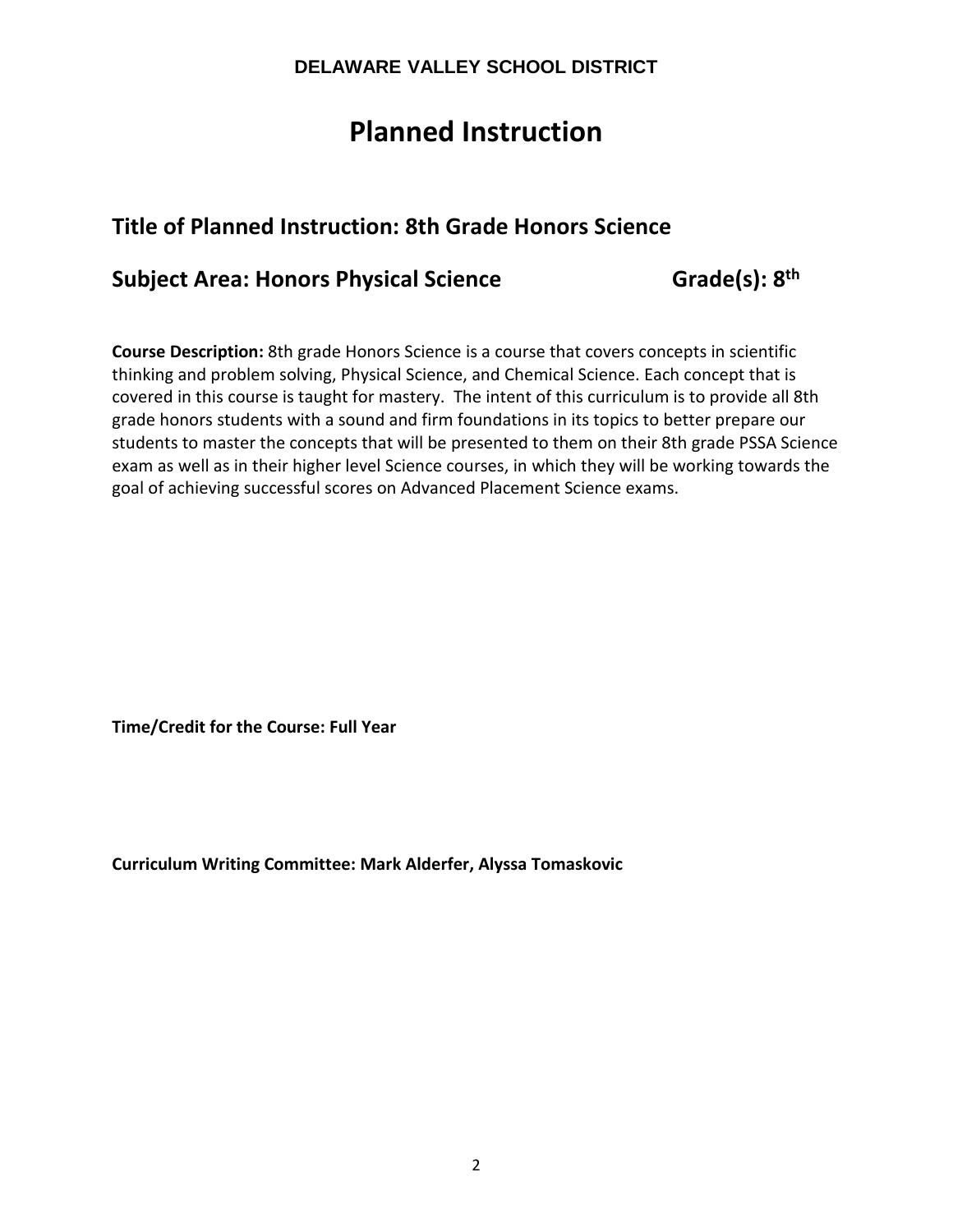**DELAWARE VALLEY SCHOOL DISTRICT**

# Planned Instruction

## Title of Planned Instruction: 8th Grade Honors Science

## Subject Area: Honors Physical Science Grade(s): 8th

**Course Description:** 8th grade Honors Science is a course that covers concepts in scientific thinking and problem solving, Physical Science, and Chemical Science. Each concept that is covered in this course is taught for mastery. The intent of this curriculum is to provide all 8th grade honors students with a sound and firm foundations in its topics to better prepare our students to master the concepts that will be presented to them on their 8th grade PSSA Science exam as well as in their higher level Science courses, in which they will be working towards the goal of achieving successful scores on Advanced Placement Science exams.

**Time/Credit for the Course: Full Year**

**Curriculum Writing Committee: Mark Alderfer, Alyssa Tomaskovic**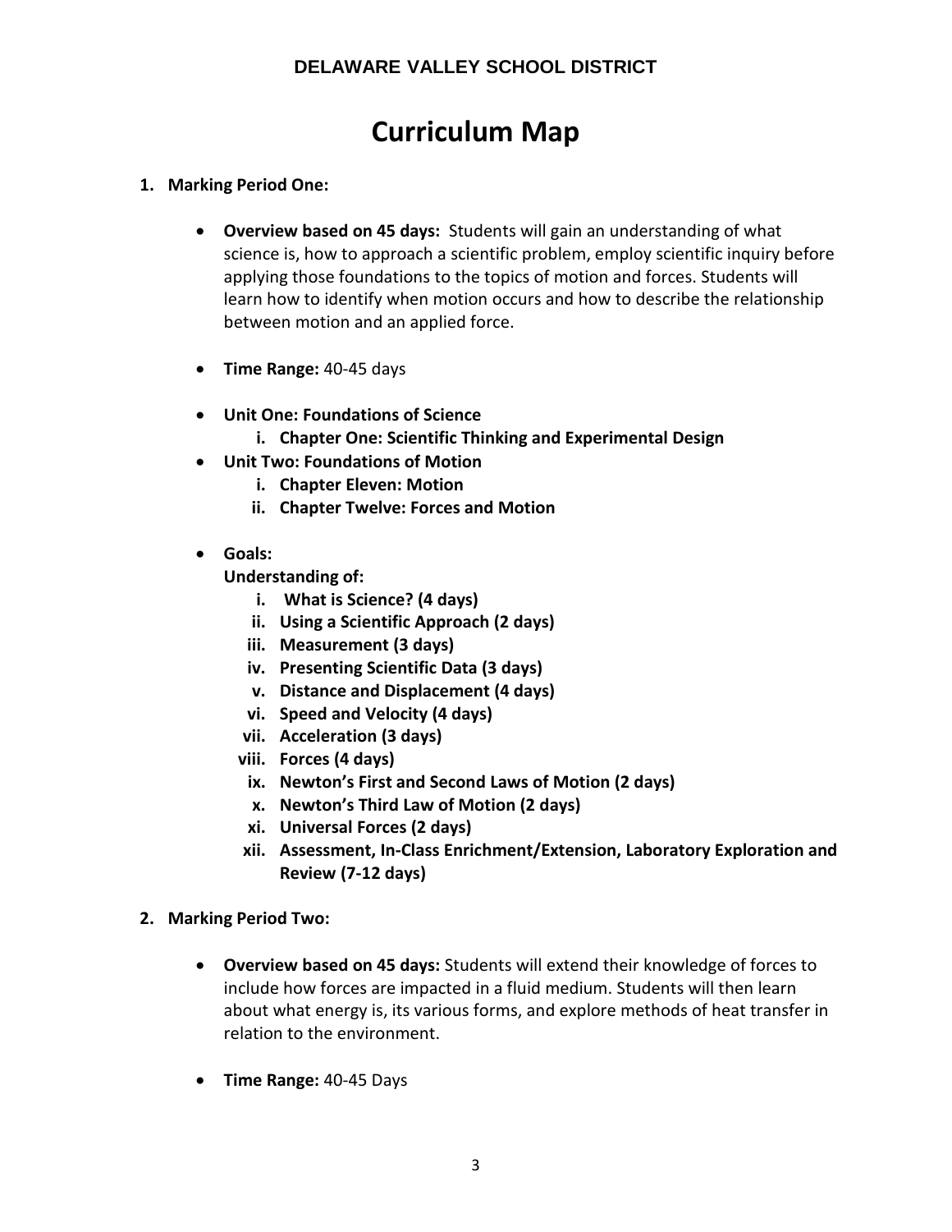**DELAWARE VALLEY SCHOOL DISTRICT**

# Curriculum Map

1. **Marking Period One:**

    - **Overview based on 45 days:** Students will gain an understanding of what science is, how to approach a scientific problem, employ scientific inquiry before applying those foundations to the topics of motion and forces. Students will learn how to identify when motion occurs and how to describe the relationship between motion and an applied force.

    - **Time Range:** 40-45 days

    - **Unit One: Foundations of Science**
        i. **Chapter One: Scientific Thinking and Experimental Design**
    - **Unit Two: Foundations of Motion**
        i. **Chapter Eleven: Motion**
        ii. **Chapter Twelve: Forces and Motion**

    - **Goals:**
      **Understanding of:**
        i. **What is Science? (4 days)**
        ii. **Using a Scientific Approach (2 days)**
        iii. **Measurement (3 days)**
        iv. **Presenting Scientific Data (3 days)**
        v. **Distance and Displacement (4 days)**
        vi. **Speed and Velocity (4 days)**
        vii. **Acceleration (3 days)**
        viii. **Forces (4 days)**
        ix. **Newton's First and Second Laws of Motion (2 days)**
        x. **Newton's Third Law of Motion (2 days)**
        xi. **Universal Forces (2 days)**
        xii. **Assessment, In-Class Enrichment/Extension, Laboratory Exploration and Review (7-12 days)**

2. **Marking Period Two:**

    - **Overview based on 45 days:** Students will extend their knowledge of forces to include how forces are impacted in a fluid medium. Students will then learn about what energy is, its various forms, and explore methods of heat transfer in relation to the environment.

    - **Time Range:** 40-45 Days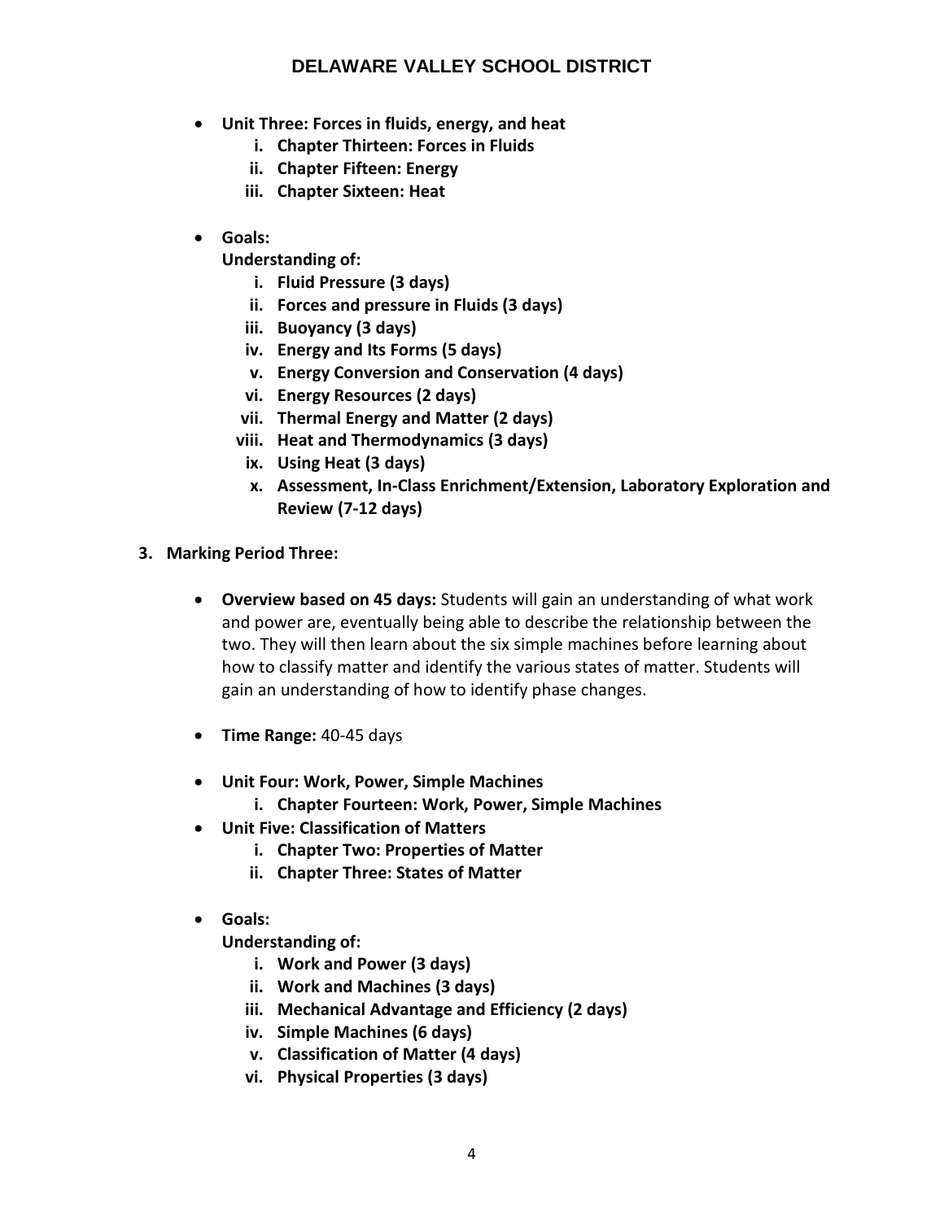- **Unit Three: Forces in fluids, energy, and heat**
    i. **Chapter Thirteen: Forces in Fluids**
    ii. **Chapter Fifteen: Energy**
    iii. **Chapter Sixteen: Heat**

- **Goals:**
  **Understanding of:**
    i. **Fluid Pressure (3 days)**
    ii. **Forces and pressure in Fluids (3 days)**
    iii. **Buoyancy (3 days)**
    iv. **Energy and Its Forms (5 days)**
    v. **Energy Conversion and Conservation (4 days)**
    vi. **Energy Resources (2 days)**
    vii. **Thermal Energy and Matter (2 days)**
    viii. **Heat and Thermodynamics (3 days)**
    ix. **Using Heat (3 days)**
    x. **Assessment, In-Class Enrichment/Extension, Laboratory Exploration and Review (7-12 days)**

3. **Marking Period Three:**

- **Overview based on 45 days:** Students will gain an understanding of what work and power are, eventually being able to describe the relationship between the two. They will then learn about the six simple machines before learning about how to classify matter and identify the various states of matter. Students will gain an understanding of how to identify phase changes.

- **Time Range:** 40-45 days

- **Unit Four: Work, Power, Simple Machines**
    i. **Chapter Fourteen: Work, Power, Simple Machines**
- **Unit Five: Classification of Matters**
    i. **Chapter Two: Properties of Matter**
    ii. **Chapter Three: States of Matter**

- **Goals:**
  **Understanding of:**
    i. **Work and Power (3 days)**
    ii. **Work and Machines (3 days)**
    iii. **Mechanical Advantage and Efficiency (2 days)**
    iv. **Simple Machines (6 days)**
    v. **Classification of Matter (4 days)**
    vi. **Physical Properties (3 days)**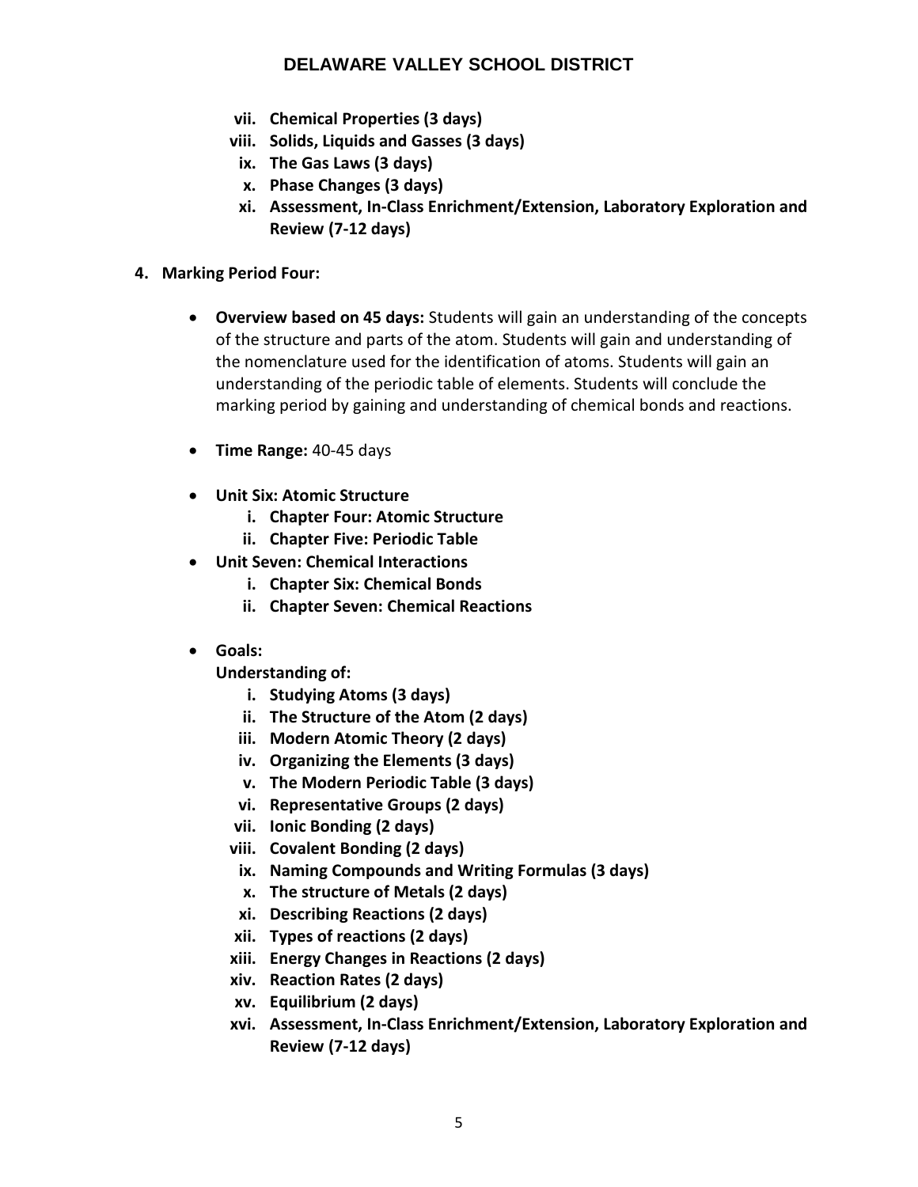vii. **Chemical Properties (3 days)**
viii. **Solids, Liquids and Gasses (3 days)**
ix. **The Gas Laws (3 days)**
x. **Phase Changes (3 days)**
xi. **Assessment, In-Class Enrichment/Extension, Laboratory Exploration and Review (7-12 days)**

4. **Marking Period Four:**

- **Overview based on 45 days:** Students will gain an understanding of the concepts of the structure and parts of the atom. Students will gain and understanding of the nomenclature used for the identification of atoms. Students will gain an understanding of the periodic table of elements. Students will conclude the marking period by gaining and understanding of chemical bonds and reactions.

- **Time Range:** 40-45 days

- **Unit Six: Atomic Structure**
  i. **Chapter Four: Atomic Structure**
  ii. **Chapter Five: Periodic Table**
- **Unit Seven: Chemical Interactions**
  i. **Chapter Six: Chemical Bonds**
  ii. **Chapter Seven: Chemical Reactions**

- **Goals:**
  **Understanding of:**
  i. **Studying Atoms (3 days)**
  ii. **The Structure of the Atom (2 days)**
  iii. **Modern Atomic Theory (2 days)**
  iv. **Organizing the Elements (3 days)**
  v. **The Modern Periodic Table (3 days)**
  vi. **Representative Groups (2 days)**
  vii. **Ionic Bonding (2 days)**
  viii. **Covalent Bonding (2 days)**
  ix. **Naming Compounds and Writing Formulas (3 days)**
  x. **The structure of Metals (2 days)**
  xi. **Describing Reactions (2 days)**
  xii. **Types of reactions (2 days)**
  xiii. **Energy Changes in Reactions (2 days)**
  xiv. **Reaction Rates (2 days)**
  xv. **Equilibrium (2 days)**
  xvi. **Assessment, In-Class Enrichment/Extension, Laboratory Exploration and Review (7-12 days)**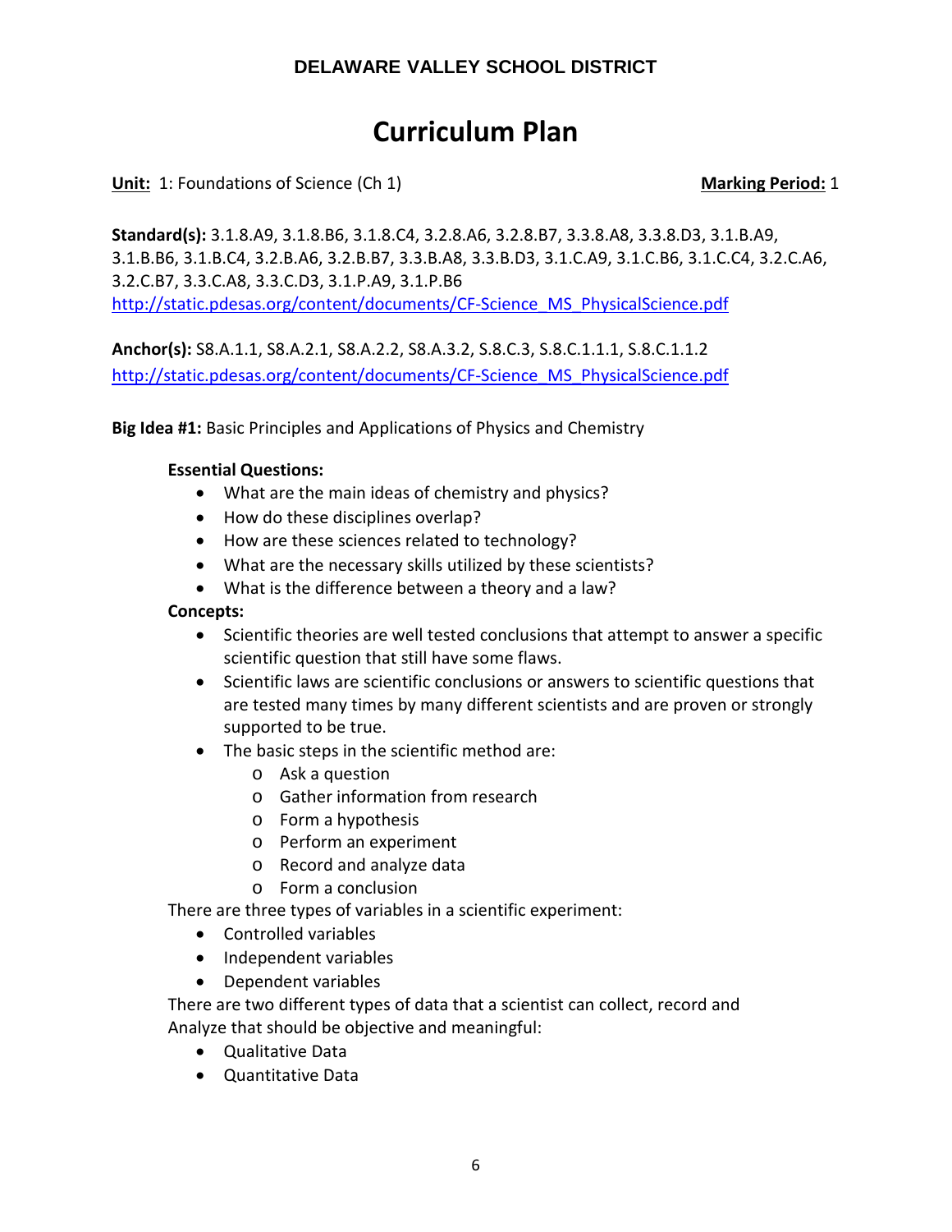**DELAWARE VALLEY SCHOOL DISTRICT**

# Curriculum Plan

**Unit:** 1: Foundations of Science (Ch 1) **Marking Period:** 1

**Standard(s):** 3.1.8.A9, 3.1.8.B6, 3.1.8.C4, 3.2.8.A6, 3.2.8.B7, 3.3.8.A8, 3.3.8.D3, 3.1.B.A9, 3.1.B.B6, 3.1.B.C4, 3.2.B.A6, 3.2.B.B7, 3.3.B.A8, 3.3.B.D3, 3.1.C.A9, 3.1.C.B6, 3.1.C.C4, 3.2.C.A6, 3.2.C.B7, 3.3.C.A8, 3.3.C.D3, 3.1.P.A9, 3.1.P.B6
http://static.pdesas.org/content/documents/CF-Science_MS_PhysicalScience.pdf

**Anchor(s):** S8.A.1.1, S8.A.2.1, S8.A.2.2, S8.A.3.2, S.8.C.3, S.8.C.1.1.1, S.8.C.1.1.2
http://static.pdesas.org/content/documents/CF-Science_MS_PhysicalScience.pdf

**Big Idea #1:** Basic Principles and Applications of Physics and Chemistry

**Essential Questions:**

- What are the main ideas of chemistry and physics?
- How do these disciplines overlap?
- How are these sciences related to technology?
- What are the necessary skills utilized by these scientists?
- What is the difference between a theory and a law?

**Concepts:**

- Scientific theories are well tested conclusions that attempt to answer a specific scientific question that still have some flaws.
- Scientific laws are scientific conclusions or answers to scientific questions that are tested many times by many different scientists and are proven or strongly supported to be true.
- The basic steps in the scientific method are:
  - Ask a question
  - Gather information from research
  - Form a hypothesis
  - Perform an experiment
  - Record and analyze data
  - Form a conclusion

There are three types of variables in a scientific experiment:

- Controlled variables
- Independent variables
- Dependent variables

There are two different types of data that a scientist can collect, record and Analyze that should be objective and meaningful:

- Qualitative Data
- Quantitative Data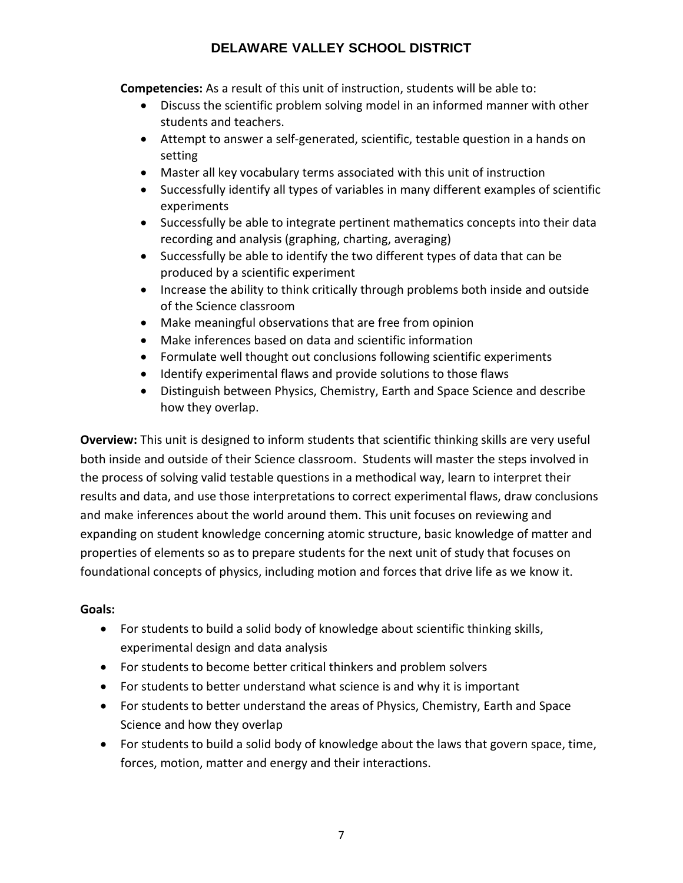**Competencies:** As a result of this unit of instruction, students will be able to:

- Discuss the scientific problem solving model in an informed manner with other students and teachers.
- Attempt to answer a self-generated, scientific, testable question in a hands on setting
- Master all key vocabulary terms associated with this unit of instruction
- Successfully identify all types of variables in many different examples of scientific experiments
- Successfully be able to integrate pertinent mathematics concepts into their data recording and analysis (graphing, charting, averaging)
- Successfully be able to identify the two different types of data that can be produced by a scientific experiment
- Increase the ability to think critically through problems both inside and outside of the Science classroom
- Make meaningful observations that are free from opinion
- Make inferences based on data and scientific information
- Formulate well thought out conclusions following scientific experiments
- Identify experimental flaws and provide solutions to those flaws
- Distinguish between Physics, Chemistry, Earth and Space Science and describe how they overlap.

**Overview:** This unit is designed to inform students that scientific thinking skills are very useful both inside and outside of their Science classroom. Students will master the steps involved in the process of solving valid testable questions in a methodical way, learn to interpret their results and data, and use those interpretations to correct experimental flaws, draw conclusions and make inferences about the world around them. This unit focuses on reviewing and expanding on student knowledge concerning atomic structure, basic knowledge of matter and properties of elements so as to prepare students for the next unit of study that focuses on foundational concepts of physics, including motion and forces that drive life as we know it.

**Goals:**

- For students to build a solid body of knowledge about scientific thinking skills, experimental design and data analysis
- For students to become better critical thinkers and problem solvers
- For students to better understand what science is and why it is important
- For students to better understand the areas of Physics, Chemistry, Earth and Space Science and how they overlap
- For students to build a solid body of knowledge about the laws that govern space, time, forces, motion, matter and energy and their interactions.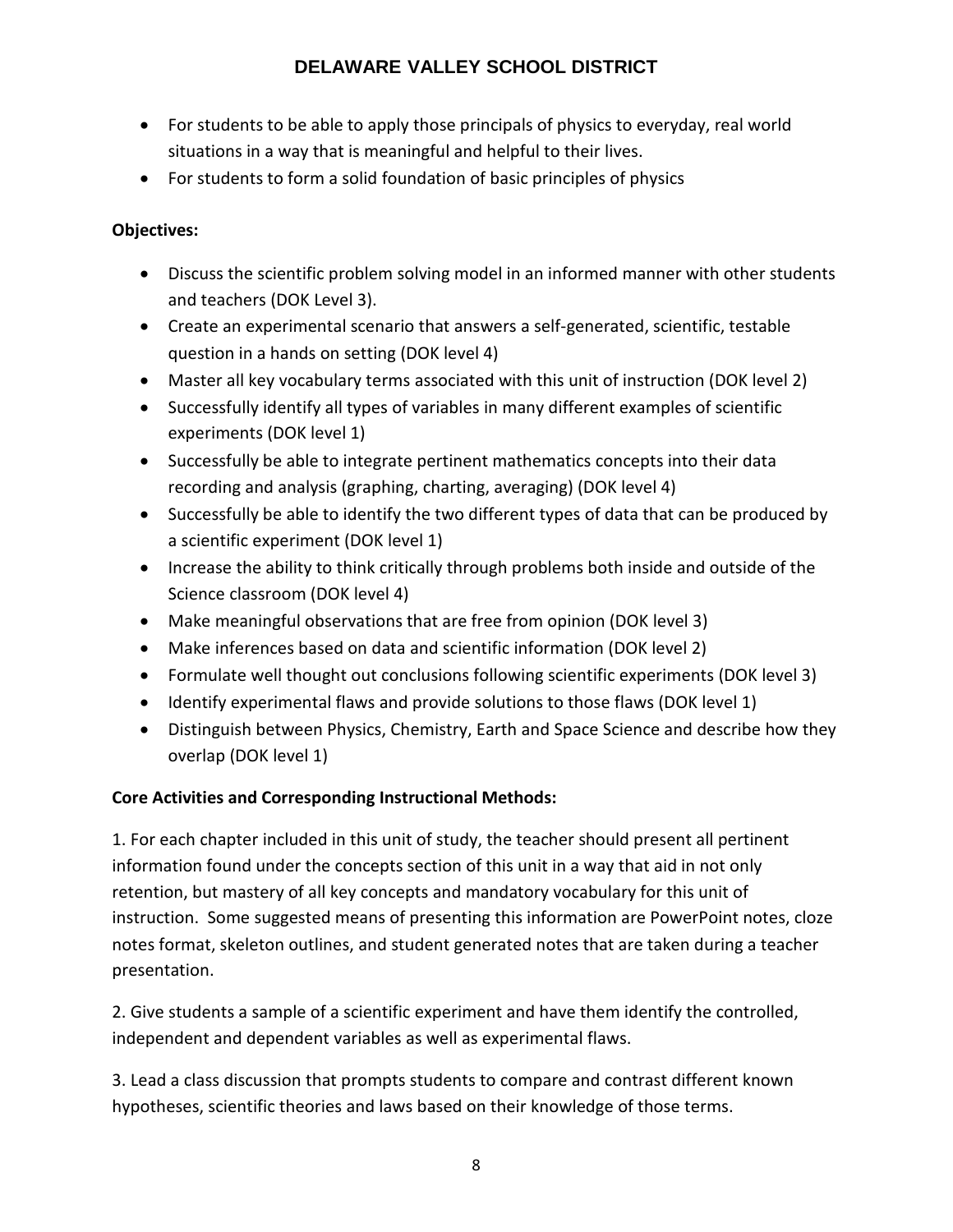- For students to be able to apply those principals of physics to everyday, real world situations in a way that is meaningful and helpful to their lives.
- For students to form a solid foundation of basic principles of physics

**Objectives:**

- Discuss the scientific problem solving model in an informed manner with other students and teachers (DOK Level 3).
- Create an experimental scenario that answers a self-generated, scientific, testable question in a hands on setting (DOK level 4)
- Master all key vocabulary terms associated with this unit of instruction (DOK level 2)
- Successfully identify all types of variables in many different examples of scientific experiments (DOK level 1)
- Successfully be able to integrate pertinent mathematics concepts into their data recording and analysis (graphing, charting, averaging) (DOK level 4)
- Successfully be able to identify the two different types of data that can be produced by a scientific experiment (DOK level 1)
- Increase the ability to think critically through problems both inside and outside of the Science classroom (DOK level 4)
- Make meaningful observations that are free from opinion (DOK level 3)
- Make inferences based on data and scientific information (DOK level 2)
- Formulate well thought out conclusions following scientific experiments (DOK level 3)
- Identify experimental flaws and provide solutions to those flaws (DOK level 1)
- Distinguish between Physics, Chemistry, Earth and Space Science and describe how they overlap (DOK level 1)

**Core Activities and Corresponding Instructional Methods:**

1. For each chapter included in this unit of study, the teacher should present all pertinent information found under the concepts section of this unit in a way that aid in not only retention, but mastery of all key concepts and mandatory vocabulary for this unit of instruction. Some suggested means of presenting this information are PowerPoint notes, cloze notes format, skeleton outlines, and student generated notes that are taken during a teacher presentation.

2. Give students a sample of a scientific experiment and have them identify the controlled, independent and dependent variables as well as experimental flaws.

3. Lead a class discussion that prompts students to compare and contrast different known hypotheses, scientific theories and laws based on their knowledge of those terms.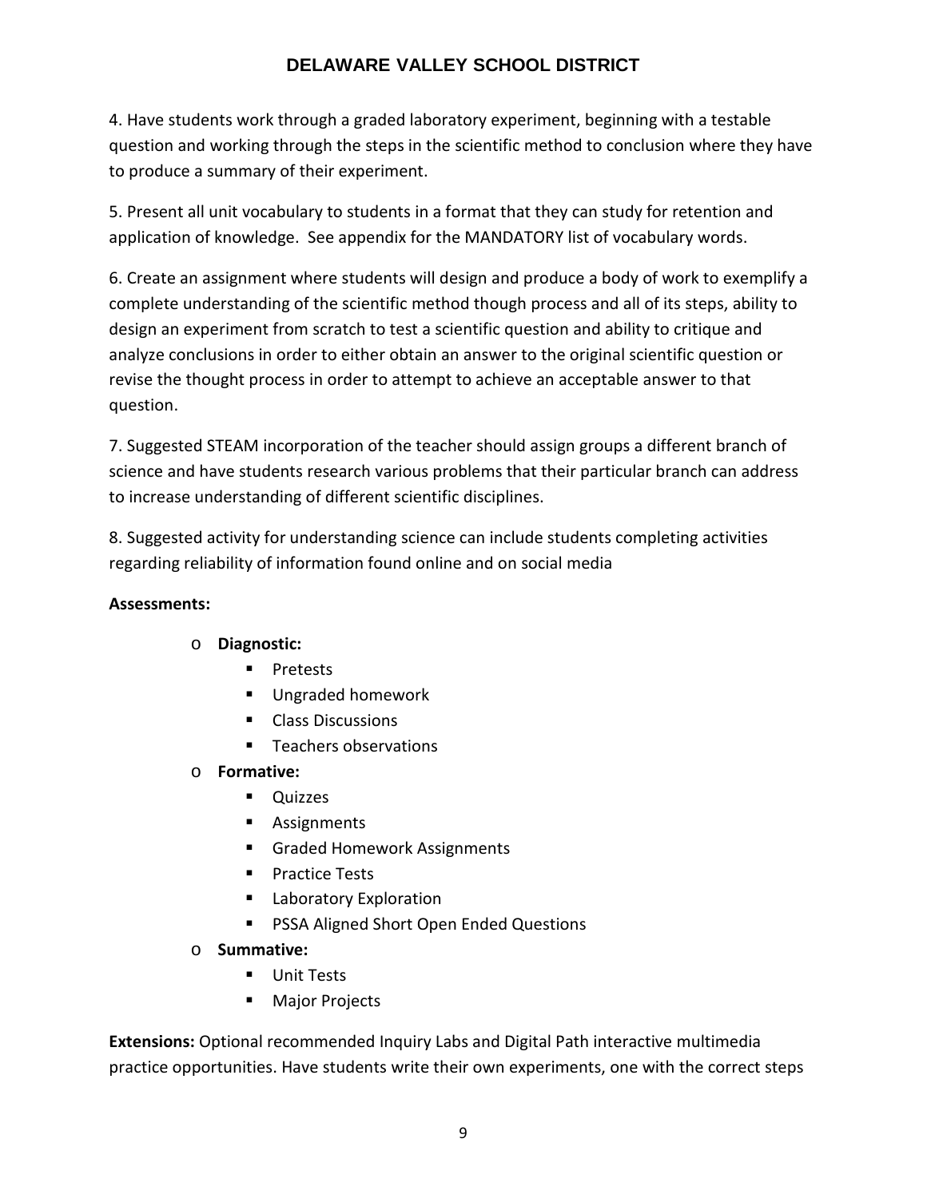4. Have students work through a graded laboratory experiment, beginning with a testable question and working through the steps in the scientific method to conclusion where they have to produce a summary of their experiment.

5. Present all unit vocabulary to students in a format that they can study for retention and application of knowledge. See appendix for the MANDATORY list of vocabulary words.

6. Create an assignment where students will design and produce a body of work to exemplify a complete understanding of the scientific method though process and all of its steps, ability to design an experiment from scratch to test a scientific question and ability to critique and analyze conclusions in order to either obtain an answer to the original scientific question or revise the thought process in order to attempt to achieve an acceptable answer to that question.

7. Suggested STEAM incorporation of the teacher should assign groups a different branch of science and have students research various problems that their particular branch can address to increase understanding of different scientific disciplines.

8. Suggested activity for understanding science can include students completing activities regarding reliability of information found online and on social media

**Assessments:**

- **Diagnostic:**
  - Pretests
  - Ungraded homework
  - Class Discussions
  - Teachers observations
- **Formative:**
  - Quizzes
  - Assignments
  - Graded Homework Assignments
  - Practice Tests
  - Laboratory Exploration
  - PSSA Aligned Short Open Ended Questions
- **Summative:**
  - Unit Tests
  - Major Projects

**Extensions:** Optional recommended Inquiry Labs and Digital Path interactive multimedia practice opportunities. Have students write their own experiments, one with the correct steps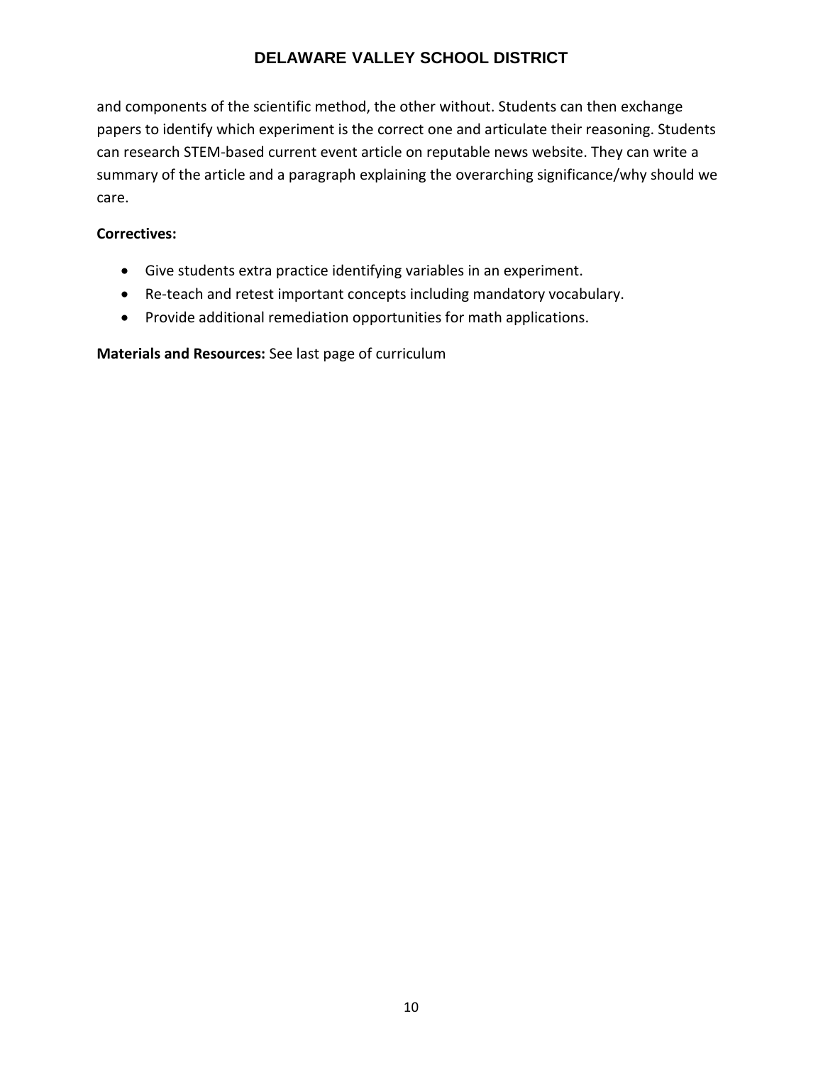and components of the scientific method, the other without. Students can then exchange papers to identify which experiment is the correct one and articulate their reasoning. Students can research STEM-based current event article on reputable news website. They can write a summary of the article and a paragraph explaining the overarching significance/why should we care.

**Correctives:**

- Give students extra practice identifying variables in an experiment.
- Re-teach and retest important concepts including mandatory vocabulary.
- Provide additional remediation opportunities for math applications.

**Materials and Resources:** See last page of curriculum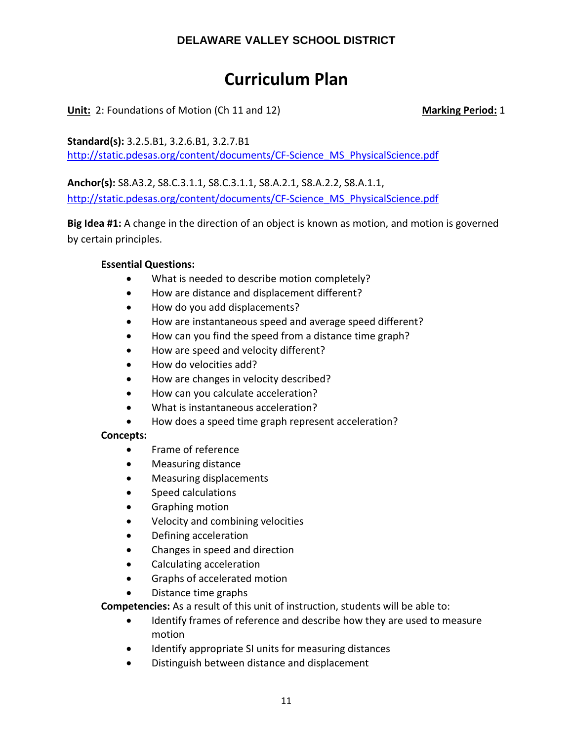**DELAWARE VALLEY SCHOOL DISTRICT**

# Curriculum Plan

**Unit:** 2: Foundations of Motion (Ch 11 and 12) **Marking Period:** 1

**Standard(s):** 3.2.5.B1, 3.2.6.B1, 3.2.7.B1
http://static.pdesas.org/content/documents/CF-Science_MS_PhysicalScience.pdf

**Anchor(s):** S8.A3.2, S8.C.3.1.1, S8.C.3.1.1, S8.A.2.1, S8.A.2.2, S8.A.1.1,
http://static.pdesas.org/content/documents/CF-Science_MS_PhysicalScience.pdf

**Big Idea #1:** A change in the direction of an object is known as motion, and motion is governed by certain principles.

**Essential Questions:**

- What is needed to describe motion completely?
- How are distance and displacement different?
- How do you add displacements?
- How are instantaneous speed and average speed different?
- How can you find the speed from a distance time graph?
- How are speed and velocity different?
- How do velocities add?
- How are changes in velocity described?
- How can you calculate acceleration?
- What is instantaneous acceleration?
- How does a speed time graph represent acceleration?

**Concepts:**

- Frame of reference
- Measuring distance
- Measuring displacements
- Speed calculations
- Graphing motion
- Velocity and combining velocities
- Defining acceleration
- Changes in speed and direction
- Calculating acceleration
- Graphs of accelerated motion
- Distance time graphs

**Competencies:** As a result of this unit of instruction, students will be able to:

- Identify frames of reference and describe how they are used to measure motion
- Identify appropriate SI units for measuring distances
- Distinguish between distance and displacement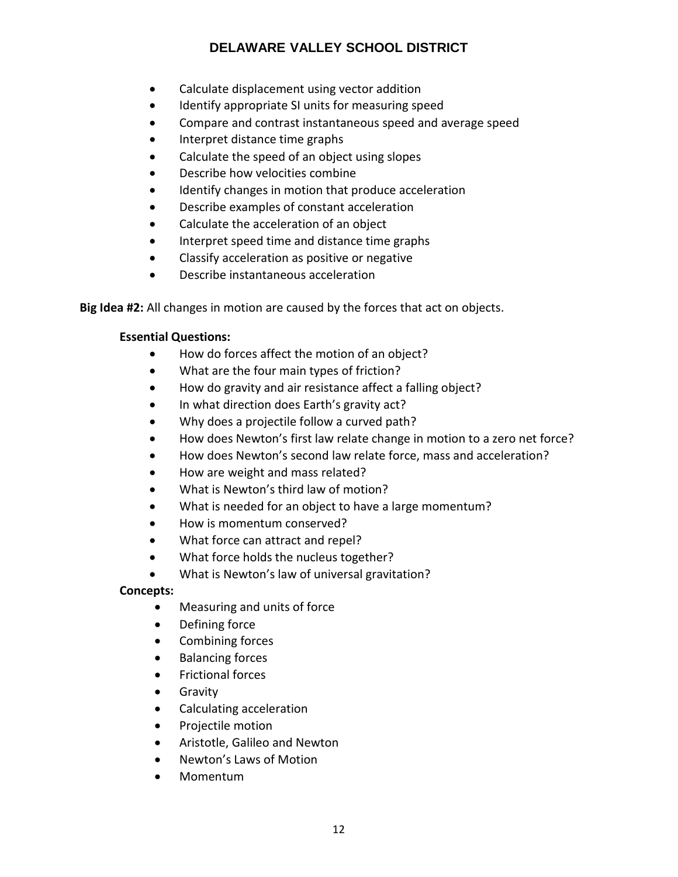- Calculate displacement using vector addition
- Identify appropriate SI units for measuring speed
- Compare and contrast instantaneous speed and average speed
- Interpret distance time graphs
- Calculate the speed of an object using slopes
- Describe how velocities combine
- Identify changes in motion that produce acceleration
- Describe examples of constant acceleration
- Calculate the acceleration of an object
- Interpret speed time and distance time graphs
- Classify acceleration as positive or negative
- Describe instantaneous acceleration

**Big Idea #2:** All changes in motion are caused by the forces that act on objects.

**Essential Questions:**

- How do forces affect the motion of an object?
- What are the four main types of friction?
- How do gravity and air resistance affect a falling object?
- In what direction does Earth's gravity act?
- Why does a projectile follow a curved path?
- How does Newton's first law relate change in motion to a zero net force?
- How does Newton's second law relate force, mass and acceleration?
- How are weight and mass related?
- What is Newton's third law of motion?
- What is needed for an object to have a large momentum?
- How is momentum conserved?
- What force can attract and repel?
- What force holds the nucleus together?
- What is Newton's law of universal gravitation?

**Concepts:**

- Measuring and units of force
- Defining force
- Combining forces
- Balancing forces
- Frictional forces
- Gravity
- Calculating acceleration
- Projectile motion
- Aristotle, Galileo and Newton
- Newton's Laws of Motion
- Momentum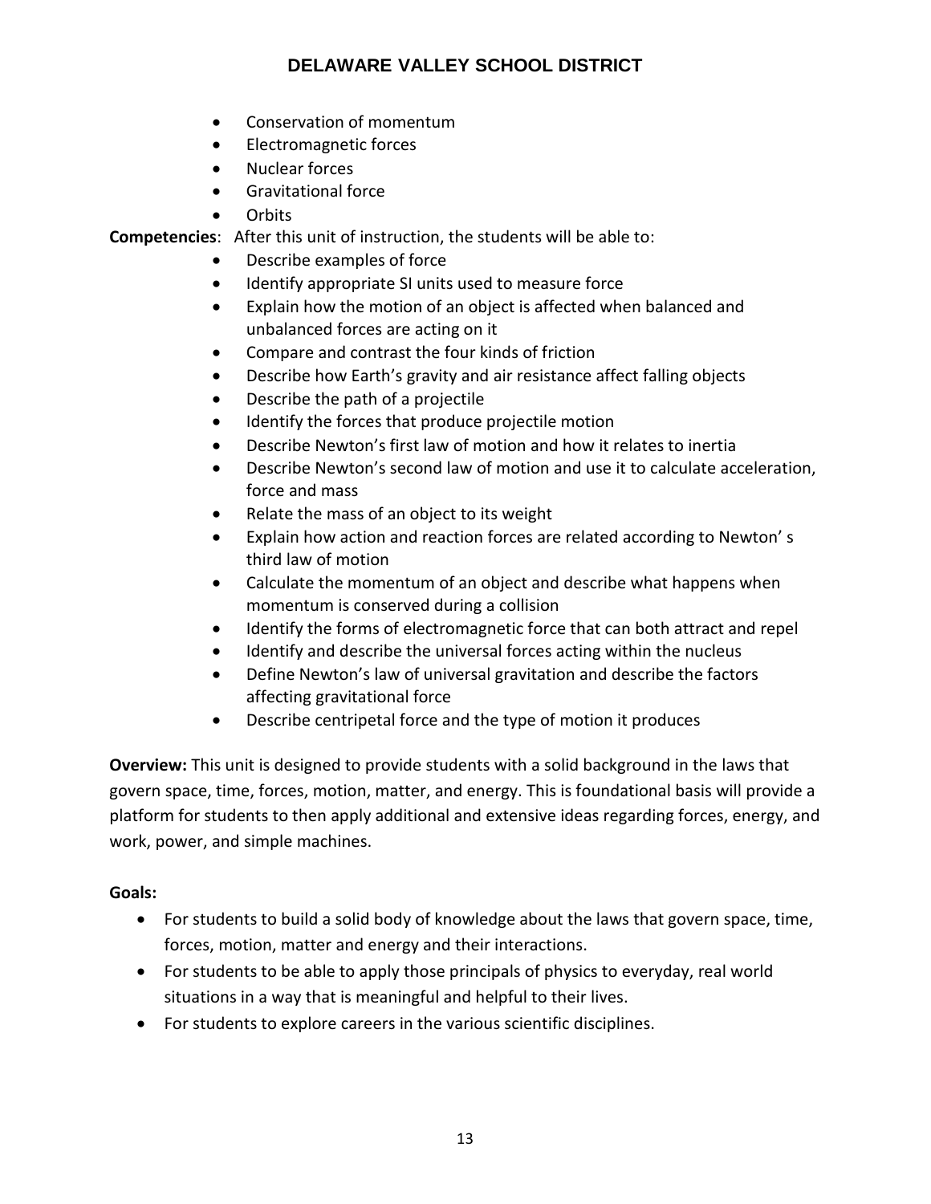- Conservation of momentum
- Electromagnetic forces
- Nuclear forces
- Gravitational force
- Orbits

**Competencies**: After this unit of instruction, the students will be able to:

- Describe examples of force
- Identify appropriate SI units used to measure force
- Explain how the motion of an object is affected when balanced and unbalanced forces are acting on it
- Compare and contrast the four kinds of friction
- Describe how Earth's gravity and air resistance affect falling objects
- Describe the path of a projectile
- Identify the forces that produce projectile motion
- Describe Newton's first law of motion and how it relates to inertia
- Describe Newton's second law of motion and use it to calculate acceleration, force and mass
- Relate the mass of an object to its weight
- Explain how action and reaction forces are related according to Newton' s third law of motion
- Calculate the momentum of an object and describe what happens when momentum is conserved during a collision
- Identify the forms of electromagnetic force that can both attract and repel
- Identify and describe the universal forces acting within the nucleus
- Define Newton's law of universal gravitation and describe the factors affecting gravitational force
- Describe centripetal force and the type of motion it produces

**Overview:** This unit is designed to provide students with a solid background in the laws that govern space, time, forces, motion, matter, and energy. This is foundational basis will provide a platform for students to then apply additional and extensive ideas regarding forces, energy, and work, power, and simple machines.

**Goals:**

- For students to build a solid body of knowledge about the laws that govern space, time, forces, motion, matter and energy and their interactions.
- For students to be able to apply those principals of physics to everyday, real world situations in a way that is meaningful and helpful to their lives.
- For students to explore careers in the various scientific disciplines.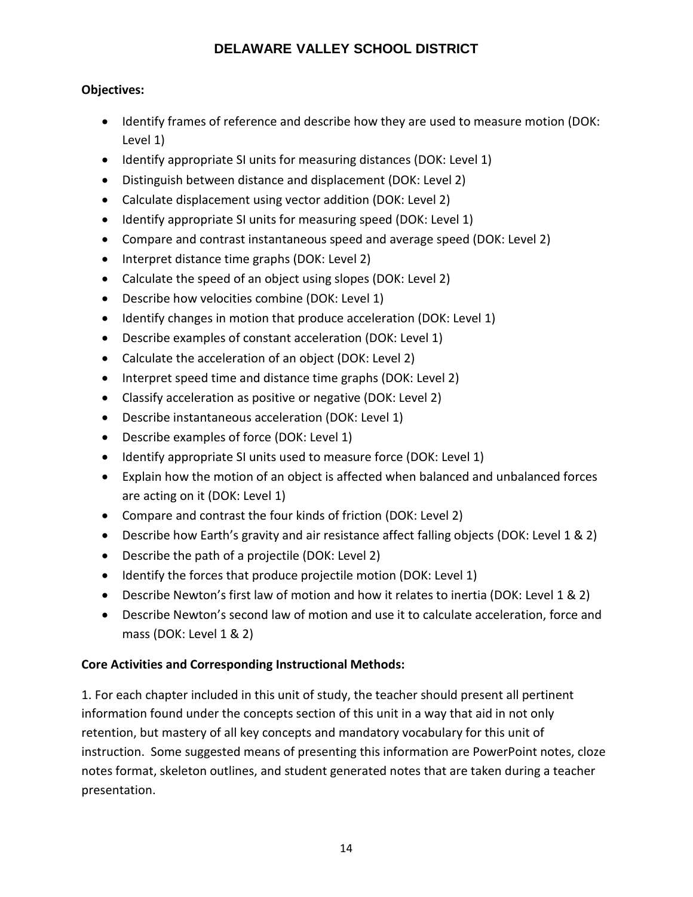**Objectives:**

- Identify frames of reference and describe how they are used to measure motion (DOK: Level 1)
- Identify appropriate SI units for measuring distances (DOK: Level 1)
- Distinguish between distance and displacement (DOK: Level 2)
- Calculate displacement using vector addition (DOK: Level 2)
- Identify appropriate SI units for measuring speed (DOK: Level 1)
- Compare and contrast instantaneous speed and average speed (DOK: Level 2)
- Interpret distance time graphs (DOK: Level 2)
- Calculate the speed of an object using slopes (DOK: Level 2)
- Describe how velocities combine (DOK: Level 1)
- Identify changes in motion that produce acceleration (DOK: Level 1)
- Describe examples of constant acceleration (DOK: Level 1)
- Calculate the acceleration of an object (DOK: Level 2)
- Interpret speed time and distance time graphs (DOK: Level 2)
- Classify acceleration as positive or negative (DOK: Level 2)
- Describe instantaneous acceleration (DOK: Level 1)
- Describe examples of force (DOK: Level 1)
- Identify appropriate SI units used to measure force (DOK: Level 1)
- Explain how the motion of an object is affected when balanced and unbalanced forces are acting on it (DOK: Level 1)
- Compare and contrast the four kinds of friction (DOK: Level 2)
- Describe how Earth's gravity and air resistance affect falling objects (DOK: Level 1 & 2)
- Describe the path of a projectile (DOK: Level 2)
- Identify the forces that produce projectile motion (DOK: Level 1)
- Describe Newton's first law of motion and how it relates to inertia (DOK: Level 1 & 2)
- Describe Newton's second law of motion and use it to calculate acceleration, force and mass (DOK: Level 1 & 2)

**Core Activities and Corresponding Instructional Methods:**

1. For each chapter included in this unit of study, the teacher should present all pertinent information found under the concepts section of this unit in a way that aid in not only retention, but mastery of all key concepts and mandatory vocabulary for this unit of instruction. Some suggested means of presenting this information are PowerPoint notes, cloze notes format, skeleton outlines, and student generated notes that are taken during a teacher presentation.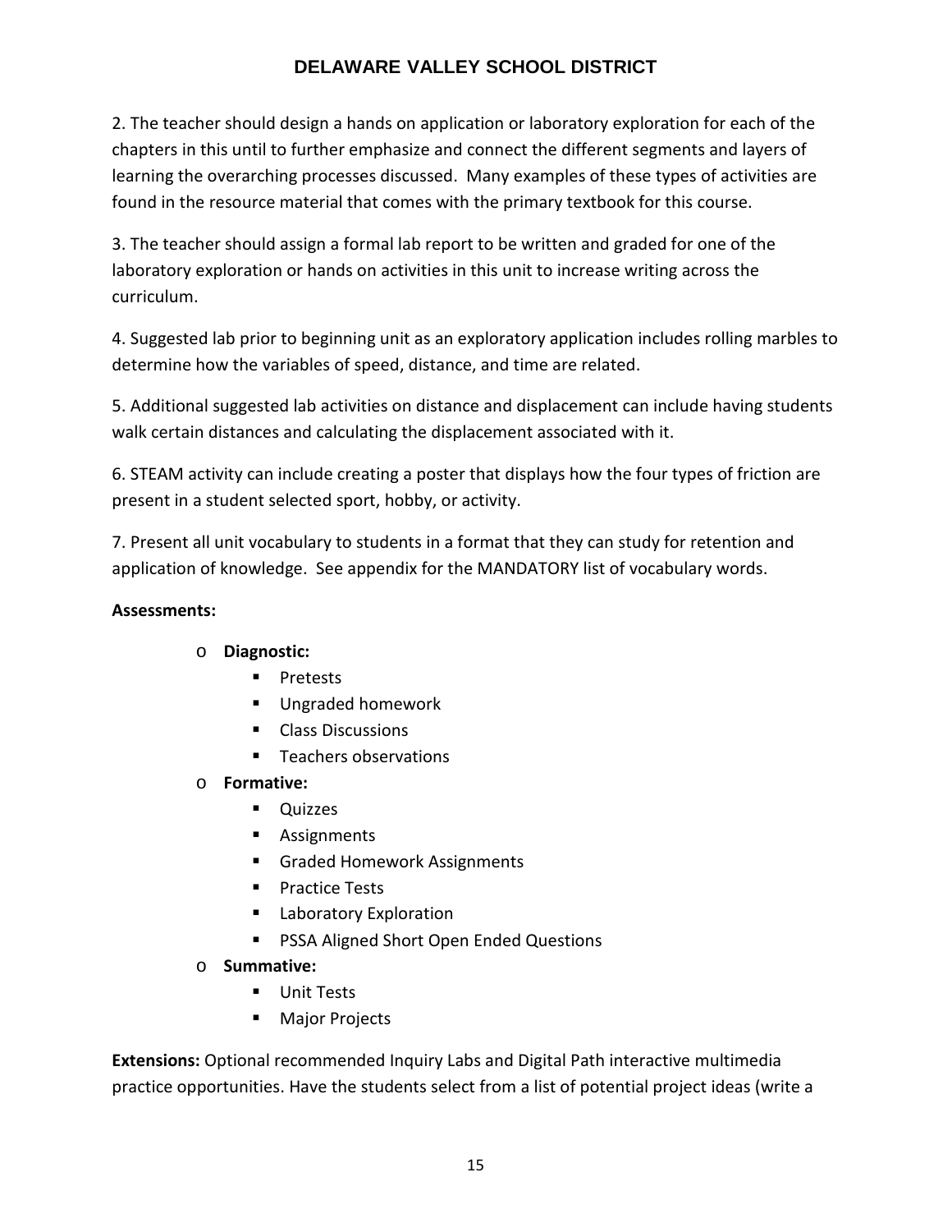2. The teacher should design a hands on application or laboratory exploration for each of the chapters in this until to further emphasize and connect the different segments and layers of learning the overarching processes discussed. Many examples of these types of activities are found in the resource material that comes with the primary textbook for this course.

3. The teacher should assign a formal lab report to be written and graded for one of the laboratory exploration or hands on activities in this unit to increase writing across the curriculum.

4. Suggested lab prior to beginning unit as an exploratory application includes rolling marbles to determine how the variables of speed, distance, and time are related.

5. Additional suggested lab activities on distance and displacement can include having students walk certain distances and calculating the displacement associated with it.

6. STEAM activity can include creating a poster that displays how the four types of friction are present in a student selected sport, hobby, or activity.

7. Present all unit vocabulary to students in a format that they can study for retention and application of knowledge. See appendix for the MANDATORY list of vocabulary words.

**Assessments:**

- **Diagnostic:**
  - Pretests
  - Ungraded homework
  - Class Discussions
  - Teachers observations
- **Formative:**
  - Quizzes
  - Assignments
  - Graded Homework Assignments
  - Practice Tests
  - Laboratory Exploration
  - PSSA Aligned Short Open Ended Questions
- **Summative:**
  - Unit Tests
  - Major Projects

**Extensions:** Optional recommended Inquiry Labs and Digital Path interactive multimedia practice opportunities. Have the students select from a list of potential project ideas (write a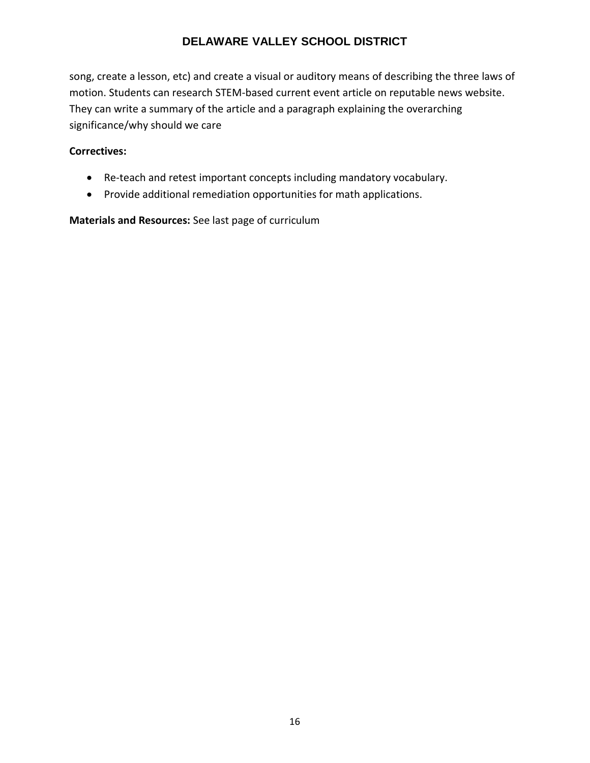song, create a lesson, etc) and create a visual or auditory means of describing the three laws of motion. Students can research STEM-based current event article on reputable news website. They can write a summary of the article and a paragraph explaining the overarching significance/why should we care

**Correctives:**

- Re-teach and retest important concepts including mandatory vocabulary.
- Provide additional remediation opportunities for math applications.

**Materials and Resources:** See last page of curriculum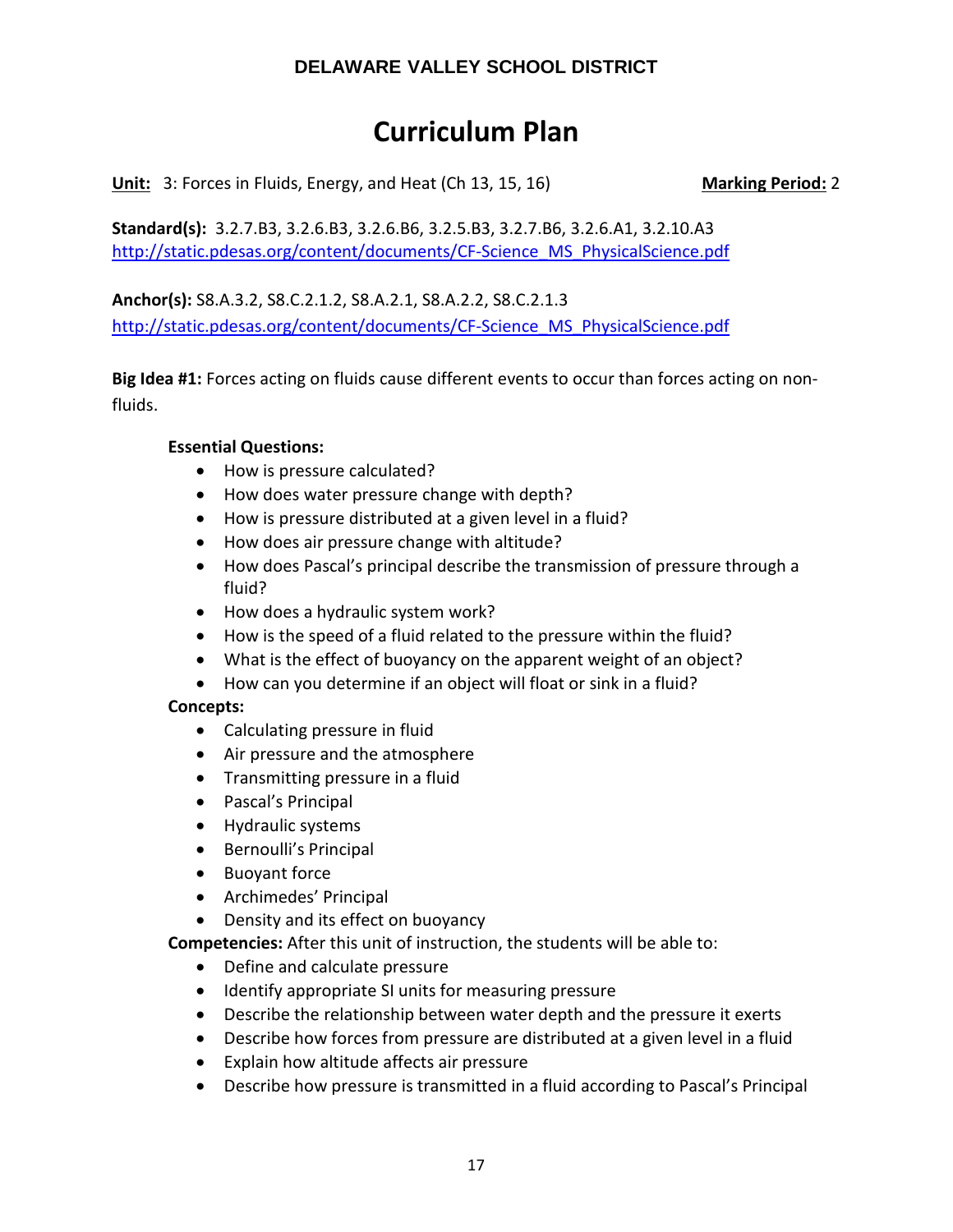**DELAWARE VALLEY SCHOOL DISTRICT**

# Curriculum Plan

**Unit:** 3: Forces in Fluids, Energy, and Heat (Ch 13, 15, 16) **Marking Period:** 2

**Standard(s):** 3.2.7.B3, 3.2.6.B3, 3.2.6.B6, 3.2.5.B3, 3.2.7.B6, 3.2.6.A1, 3.2.10.A3
http://static.pdesas.org/content/documents/CF-Science_MS_PhysicalScience.pdf

**Anchor(s):** S8.A.3.2, S8.C.2.1.2, S8.A.2.1, S8.A.2.2, S8.C.2.1.3
http://static.pdesas.org/content/documents/CF-Science_MS_PhysicalScience.pdf

**Big Idea #1:** Forces acting on fluids cause different events to occur than forces acting on non-fluids.

**Essential Questions:**

- How is pressure calculated?
- How does water pressure change with depth?
- How is pressure distributed at a given level in a fluid?
- How does air pressure change with altitude?
- How does Pascal's principal describe the transmission of pressure through a fluid?
- How does a hydraulic system work?
- How is the speed of a fluid related to the pressure within the fluid?
- What is the effect of buoyancy on the apparent weight of an object?
- How can you determine if an object will float or sink in a fluid?

**Concepts:**

- Calculating pressure in fluid
- Air pressure and the atmosphere
- Transmitting pressure in a fluid
- Pascal's Principal
- Hydraulic systems
- Bernoulli's Principal
- Buoyant force
- Archimedes' Principal
- Density and its effect on buoyancy

**Competencies:** After this unit of instruction, the students will be able to:

- Define and calculate pressure
- Identify appropriate SI units for measuring pressure
- Describe the relationship between water depth and the pressure it exerts
- Describe how forces from pressure are distributed at a given level in a fluid
- Explain how altitude affects air pressure
- Describe how pressure is transmitted in a fluid according to Pascal's Principal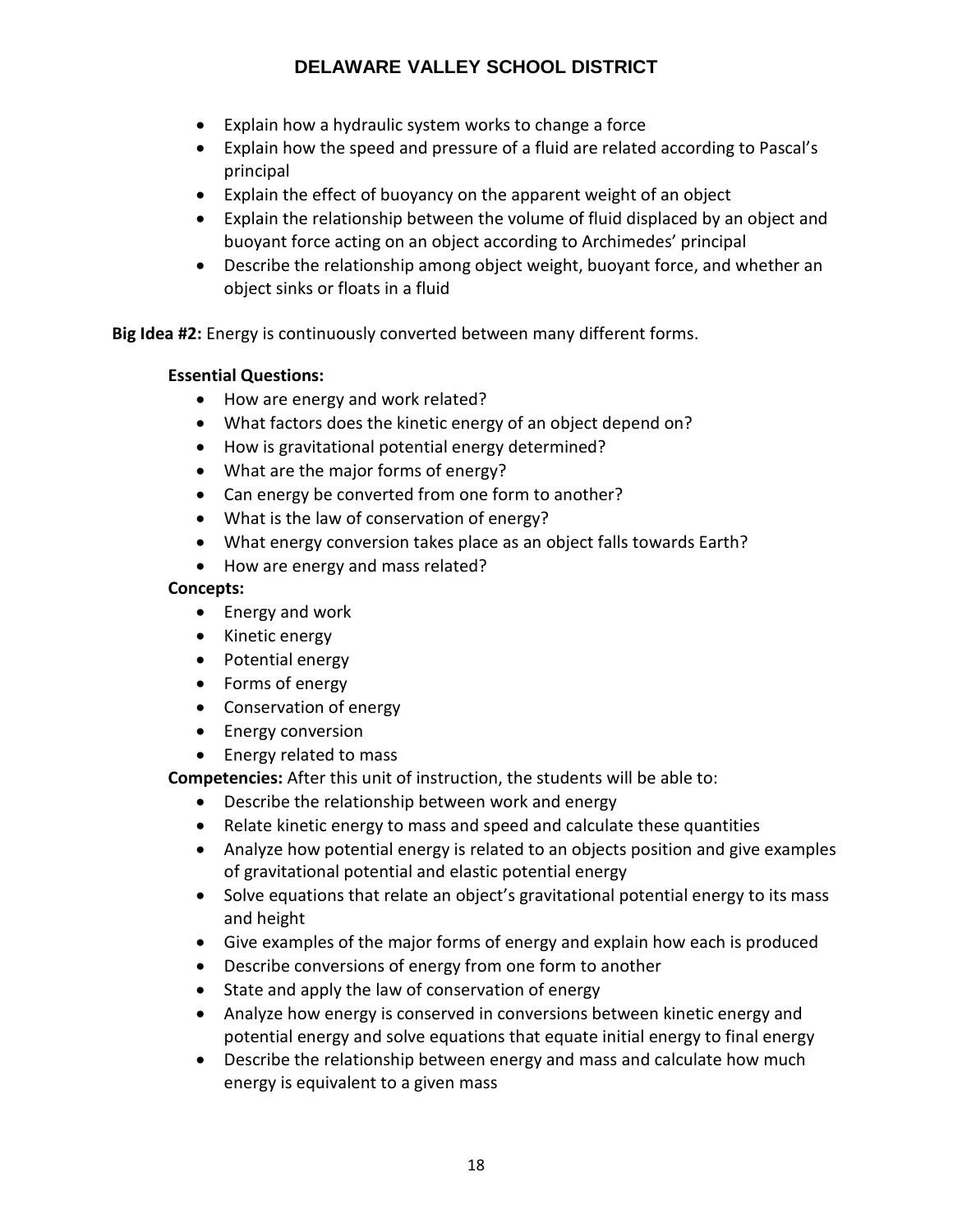- Explain how a hydraulic system works to change a force
- Explain how the speed and pressure of a fluid are related according to Pascal's principal
- Explain the effect of buoyancy on the apparent weight of an object
- Explain the relationship between the volume of fluid displaced by an object and buoyant force acting on an object according to Archimedes' principal
- Describe the relationship among object weight, buoyant force, and whether an object sinks or floats in a fluid

**Big Idea #2:** Energy is continuously converted between many different forms.

**Essential Questions:**

- How are energy and work related?
- What factors does the kinetic energy of an object depend on?
- How is gravitational potential energy determined?
- What are the major forms of energy?
- Can energy be converted from one form to another?
- What is the law of conservation of energy?
- What energy conversion takes place as an object falls towards Earth?
- How are energy and mass related?

**Concepts:**

- Energy and work
- Kinetic energy
- Potential energy
- Forms of energy
- Conservation of energy
- Energy conversion
- Energy related to mass

**Competencies:** After this unit of instruction, the students will be able to:

- Describe the relationship between work and energy
- Relate kinetic energy to mass and speed and calculate these quantities
- Analyze how potential energy is related to an objects position and give examples of gravitational potential and elastic potential energy
- Solve equations that relate an object's gravitational potential energy to its mass and height
- Give examples of the major forms of energy and explain how each is produced
- Describe conversions of energy from one form to another
- State and apply the law of conservation of energy
- Analyze how energy is conserved in conversions between kinetic energy and potential energy and solve equations that equate initial energy to final energy
- Describe the relationship between energy and mass and calculate how much energy is equivalent to a given mass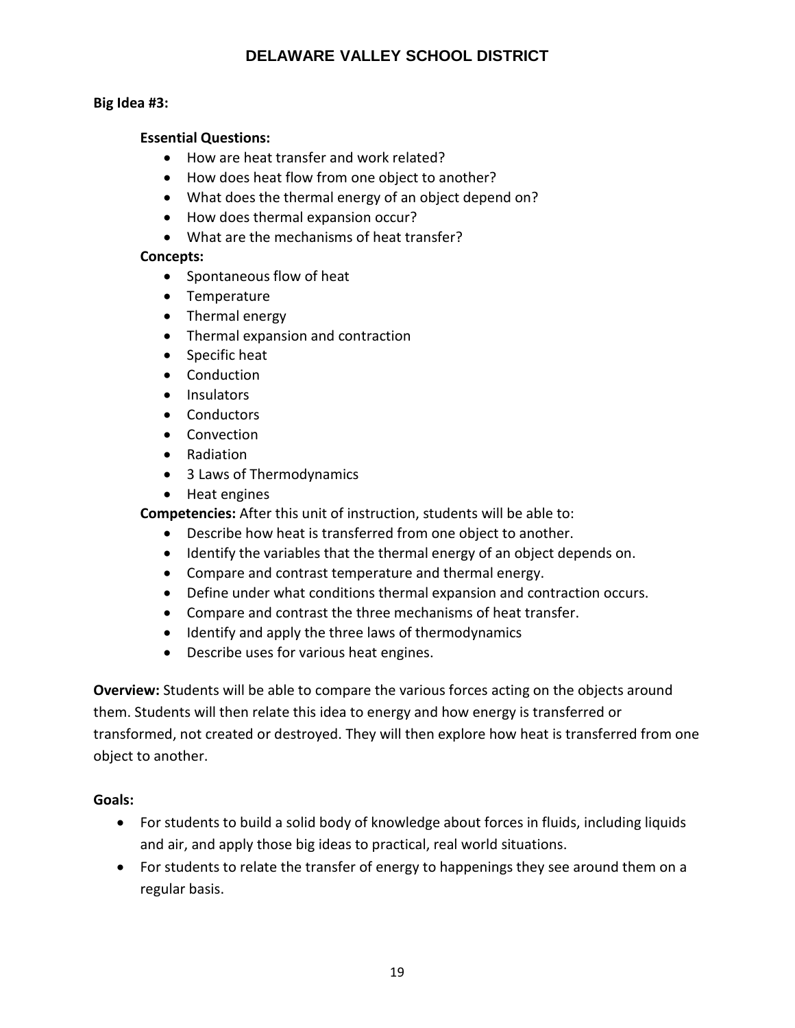**Big Idea #3:**

**Essential Questions:**

- How are heat transfer and work related?
- How does heat flow from one object to another?
- What does the thermal energy of an object depend on?
- How does thermal expansion occur?
- What are the mechanisms of heat transfer?

**Concepts:**

- Spontaneous flow of heat
- Temperature
- Thermal energy
- Thermal expansion and contraction
- Specific heat
- Conduction
- Insulators
- Conductors
- Convection
- Radiation
- 3 Laws of Thermodynamics
- Heat engines

**Competencies:** After this unit of instruction, students will be able to:

- Describe how heat is transferred from one object to another.
- Identify the variables that the thermal energy of an object depends on.
- Compare and contrast temperature and thermal energy.
- Define under what conditions thermal expansion and contraction occurs.
- Compare and contrast the three mechanisms of heat transfer.
- Identify and apply the three laws of thermodynamics
- Describe uses for various heat engines.

**Overview:** Students will be able to compare the various forces acting on the objects around them. Students will then relate this idea to energy and how energy is transferred or transformed, not created or destroyed. They will then explore how heat is transferred from one object to another.

**Goals:**

- For students to build a solid body of knowledge about forces in fluids, including liquids and air, and apply those big ideas to practical, real world situations.
- For students to relate the transfer of energy to happenings they see around them on a regular basis.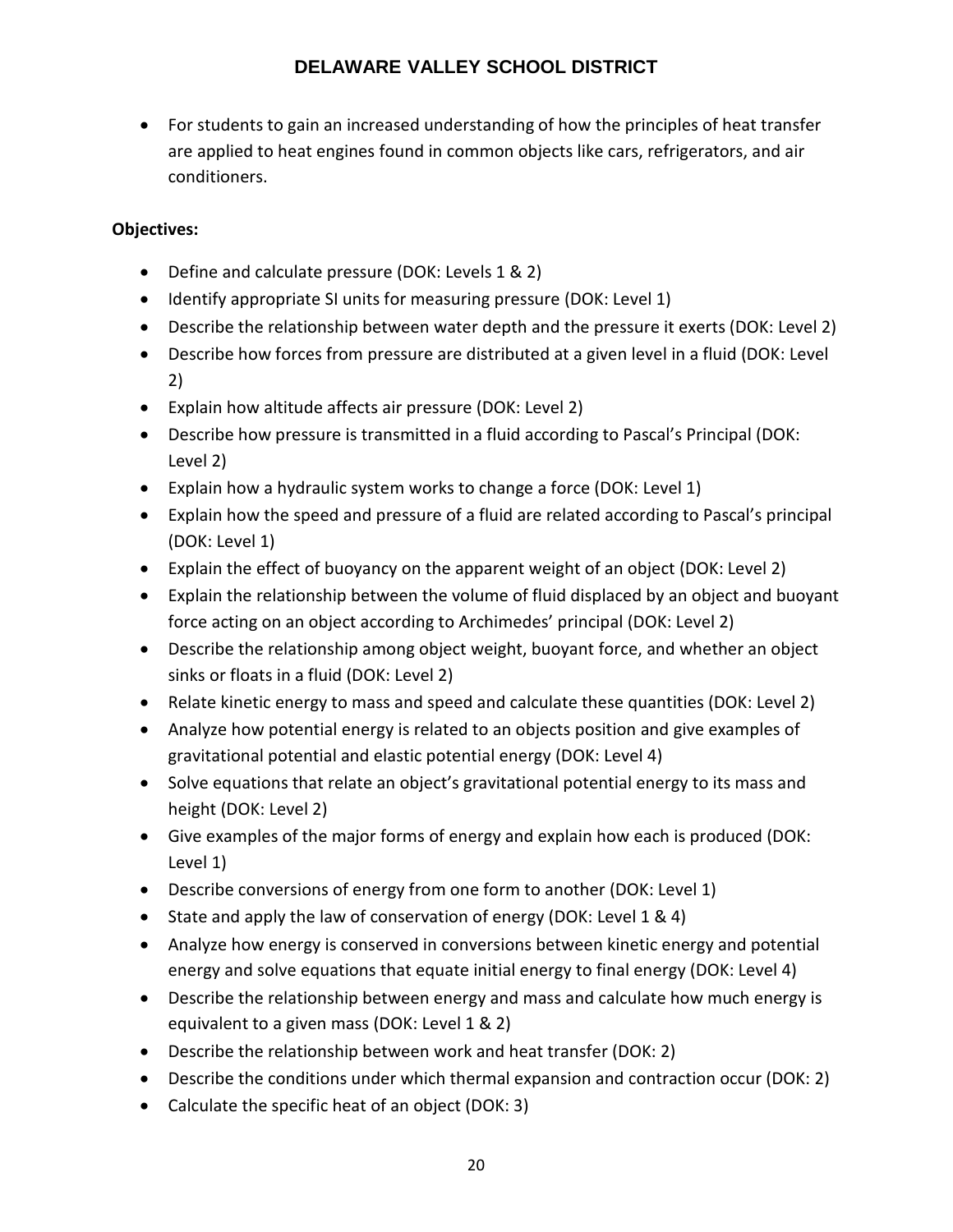- For students to gain an increased understanding of how the principles of heat transfer are applied to heat engines found in common objects like cars, refrigerators, and air conditioners.

**Objectives:**

- Define and calculate pressure (DOK: Levels 1 & 2)
- Identify appropriate SI units for measuring pressure (DOK: Level 1)
- Describe the relationship between water depth and the pressure it exerts (DOK: Level 2)
- Describe how forces from pressure are distributed at a given level in a fluid (DOK: Level 2)
- Explain how altitude affects air pressure (DOK: Level 2)
- Describe how pressure is transmitted in a fluid according to Pascal's Principal (DOK: Level 2)
- Explain how a hydraulic system works to change a force (DOK: Level 1)
- Explain how the speed and pressure of a fluid are related according to Pascal's principal (DOK: Level 1)
- Explain the effect of buoyancy on the apparent weight of an object (DOK: Level 2)
- Explain the relationship between the volume of fluid displaced by an object and buoyant force acting on an object according to Archimedes' principal (DOK: Level 2)
- Describe the relationship among object weight, buoyant force, and whether an object sinks or floats in a fluid (DOK: Level 2)
- Relate kinetic energy to mass and speed and calculate these quantities (DOK: Level 2)
- Analyze how potential energy is related to an objects position and give examples of gravitational potential and elastic potential energy (DOK: Level 4)
- Solve equations that relate an object's gravitational potential energy to its mass and height (DOK: Level 2)
- Give examples of the major forms of energy and explain how each is produced (DOK: Level 1)
- Describe conversions of energy from one form to another (DOK: Level 1)
- State and apply the law of conservation of energy (DOK: Level 1 & 4)
- Analyze how energy is conserved in conversions between kinetic energy and potential energy and solve equations that equate initial energy to final energy (DOK: Level 4)
- Describe the relationship between energy and mass and calculate how much energy is equivalent to a given mass (DOK: Level 1 & 2)
- Describe the relationship between work and heat transfer (DOK: 2)
- Describe the conditions under which thermal expansion and contraction occur (DOK: 2)
- Calculate the specific heat of an object (DOK: 3)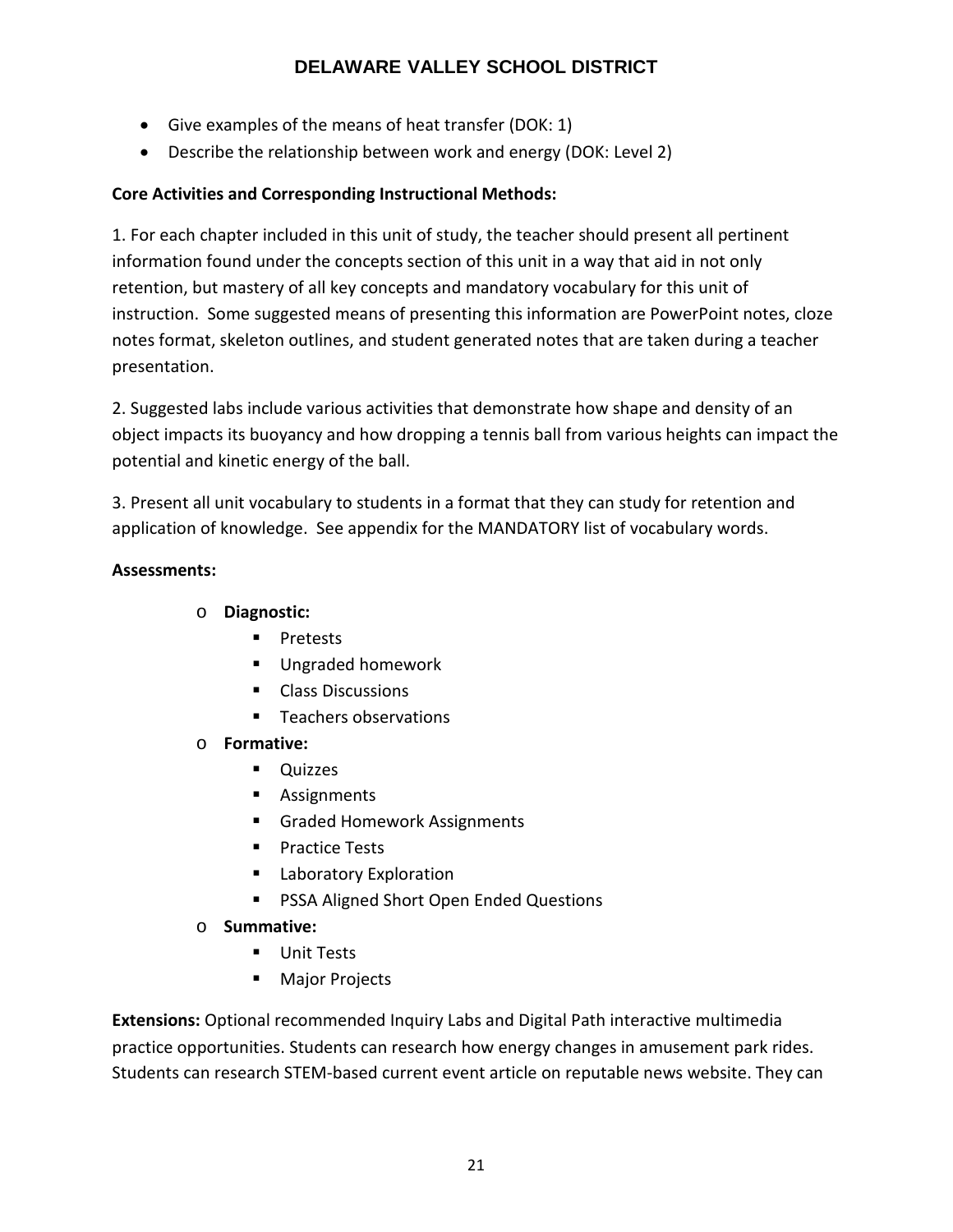- Give examples of the means of heat transfer (DOK: 1)
- Describe the relationship between work and energy (DOK: Level 2)

**Core Activities and Corresponding Instructional Methods:**

1. For each chapter included in this unit of study, the teacher should present all pertinent information found under the concepts section of this unit in a way that aid in not only retention, but mastery of all key concepts and mandatory vocabulary for this unit of instruction. Some suggested means of presenting this information are PowerPoint notes, cloze notes format, skeleton outlines, and student generated notes that are taken during a teacher presentation.

2. Suggested labs include various activities that demonstrate how shape and density of an object impacts its buoyancy and how dropping a tennis ball from various heights can impact the potential and kinetic energy of the ball.

3. Present all unit vocabulary to students in a format that they can study for retention and application of knowledge. See appendix for the MANDATORY list of vocabulary words.

**Assessments:**

- **Diagnostic:**
  - Pretests
  - Ungraded homework
  - Class Discussions
  - Teachers observations
- **Formative:**
  - Quizzes
  - Assignments
  - Graded Homework Assignments
  - Practice Tests
  - Laboratory Exploration
  - PSSA Aligned Short Open Ended Questions
- **Summative:**
  - Unit Tests
  - Major Projects

**Extensions:** Optional recommended Inquiry Labs and Digital Path interactive multimedia practice opportunities. Students can research how energy changes in amusement park rides. Students can research STEM-based current event article on reputable news website. They can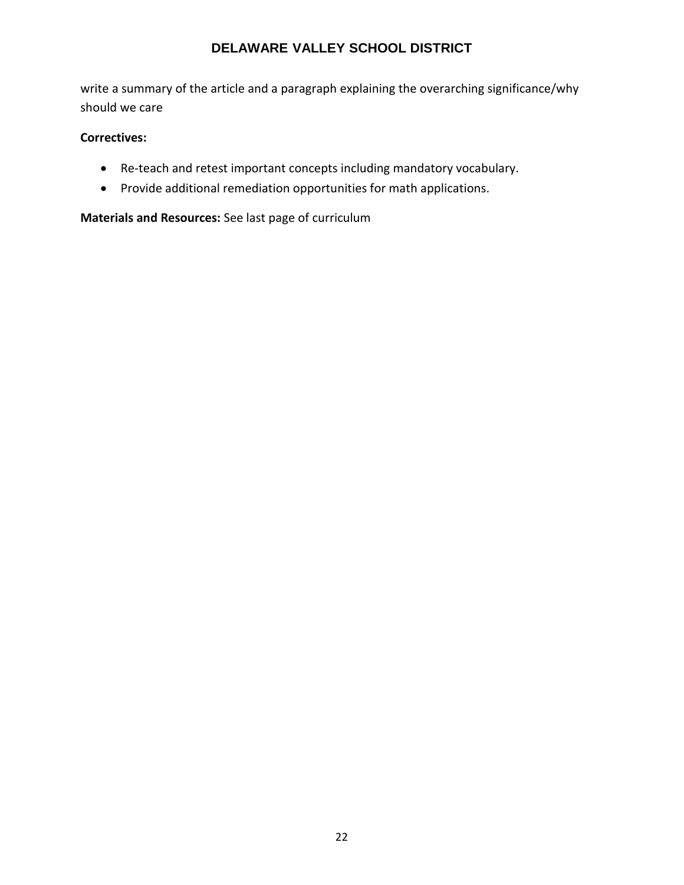write a summary of the article and a paragraph explaining the overarching significance/why should we care

**Correctives:**

- Re-teach and retest important concepts including mandatory vocabulary.
- Provide additional remediation opportunities for math applications.

**Materials and Resources:** See last page of curriculum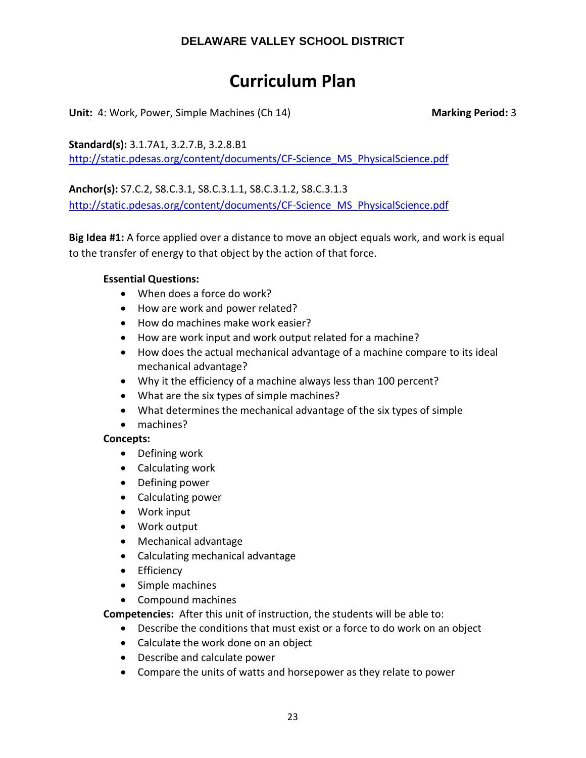**DELAWARE VALLEY SCHOOL DISTRICT**

# Curriculum Plan

**Unit:** 4: Work, Power, Simple Machines (Ch 14) **Marking Period:** 3

**Standard(s):** 3.1.7A1, 3.2.7.B, 3.2.8.B1
http://static.pdesas.org/content/documents/CF-Science_MS_PhysicalScience.pdf

**Anchor(s):** S7.C.2, S8.C.3.1, S8.C.3.1.1, S8.C.3.1.2, S8.C.3.1.3
http://static.pdesas.org/content/documents/CF-Science_MS_PhysicalScience.pdf

**Big Idea #1:** A force applied over a distance to move an object equals work, and work is equal to the transfer of energy to that object by the action of that force.

**Essential Questions:**
- When does a force do work?
- How are work and power related?
- How do machines make work easier?
- How are work input and work output related for a machine?
- How does the actual mechanical advantage of a machine compare to its ideal mechanical advantage?
- Why it the efficiency of a machine always less than 100 percent?
- What are the six types of simple machines?
- What determines the mechanical advantage of the six types of simple
- machines?

**Concepts:**
- Defining work
- Calculating work
- Defining power
- Calculating power
- Work input
- Work output
- Mechanical advantage
- Calculating mechanical advantage
- Efficiency
- Simple machines
- Compound machines

**Competencies:** After this unit of instruction, the students will be able to:
- Describe the conditions that must exist or a force to do work on an object
- Calculate the work done on an object
- Describe and calculate power
- Compare the units of watts and horsepower as they relate to power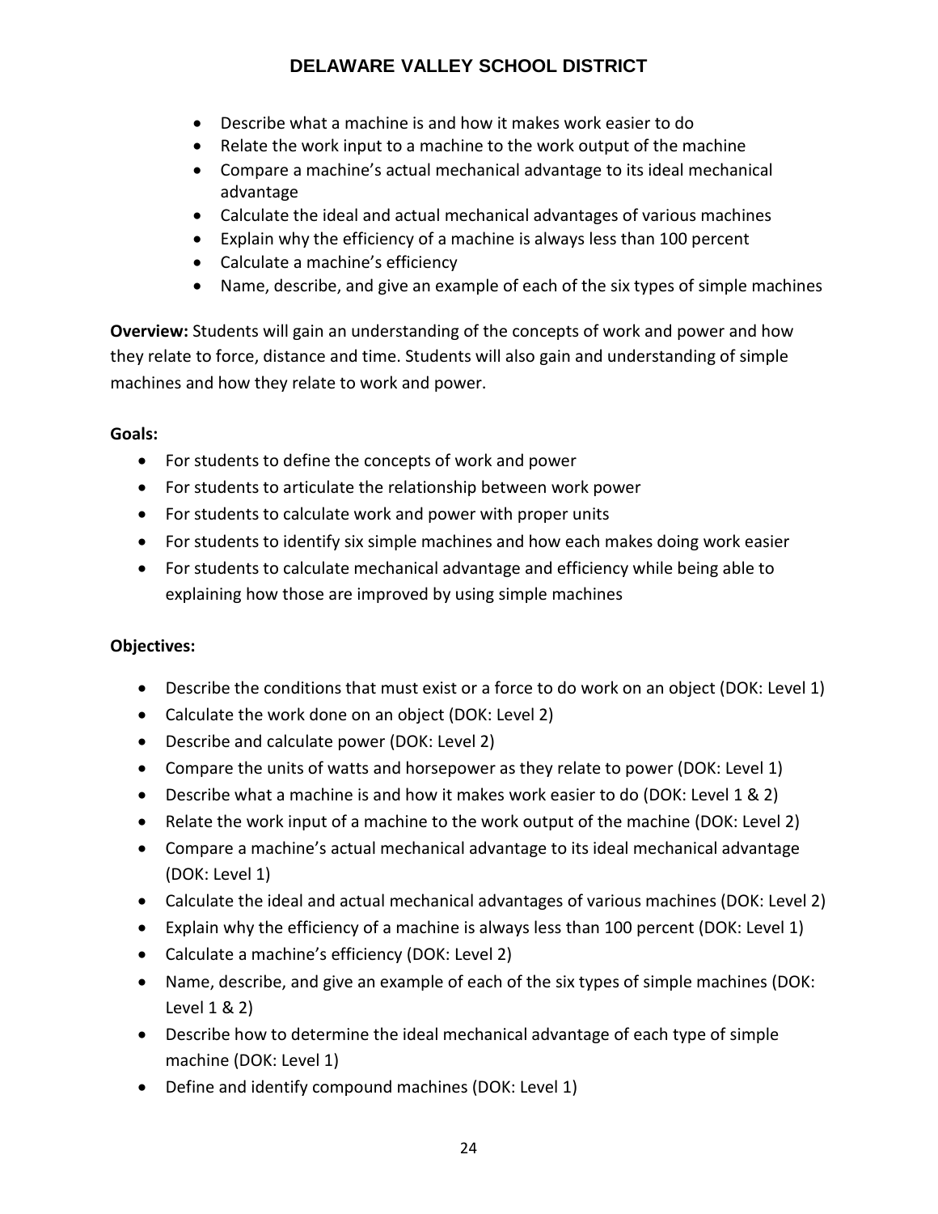- Describe what a machine is and how it makes work easier to do
- Relate the work input to a machine to the work output of the machine
- Compare a machine's actual mechanical advantage to its ideal mechanical advantage
- Calculate the ideal and actual mechanical advantages of various machines
- Explain why the efficiency of a machine is always less than 100 percent
- Calculate a machine's efficiency
- Name, describe, and give an example of each of the six types of simple machines

**Overview:** Students will gain an understanding of the concepts of work and power and how they relate to force, distance and time. Students will also gain and understanding of simple machines and how they relate to work and power.

**Goals:**

- For students to define the concepts of work and power
- For students to articulate the relationship between work power
- For students to calculate work and power with proper units
- For students to identify six simple machines and how each makes doing work easier
- For students to calculate mechanical advantage and efficiency while being able to explaining how those are improved by using simple machines

**Objectives:**

- Describe the conditions that must exist or a force to do work on an object (DOK: Level 1)
- Calculate the work done on an object (DOK: Level 2)
- Describe and calculate power (DOK: Level 2)
- Compare the units of watts and horsepower as they relate to power (DOK: Level 1)
- Describe what a machine is and how it makes work easier to do (DOK: Level 1 & 2)
- Relate the work input of a machine to the work output of the machine (DOK: Level 2)
- Compare a machine's actual mechanical advantage to its ideal mechanical advantage (DOK: Level 1)
- Calculate the ideal and actual mechanical advantages of various machines (DOK: Level 2)
- Explain why the efficiency of a machine is always less than 100 percent (DOK: Level 1)
- Calculate a machine's efficiency (DOK: Level 2)
- Name, describe, and give an example of each of the six types of simple machines (DOK: Level 1 & 2)
- Describe how to determine the ideal mechanical advantage of each type of simple machine (DOK: Level 1)
- Define and identify compound machines (DOK: Level 1)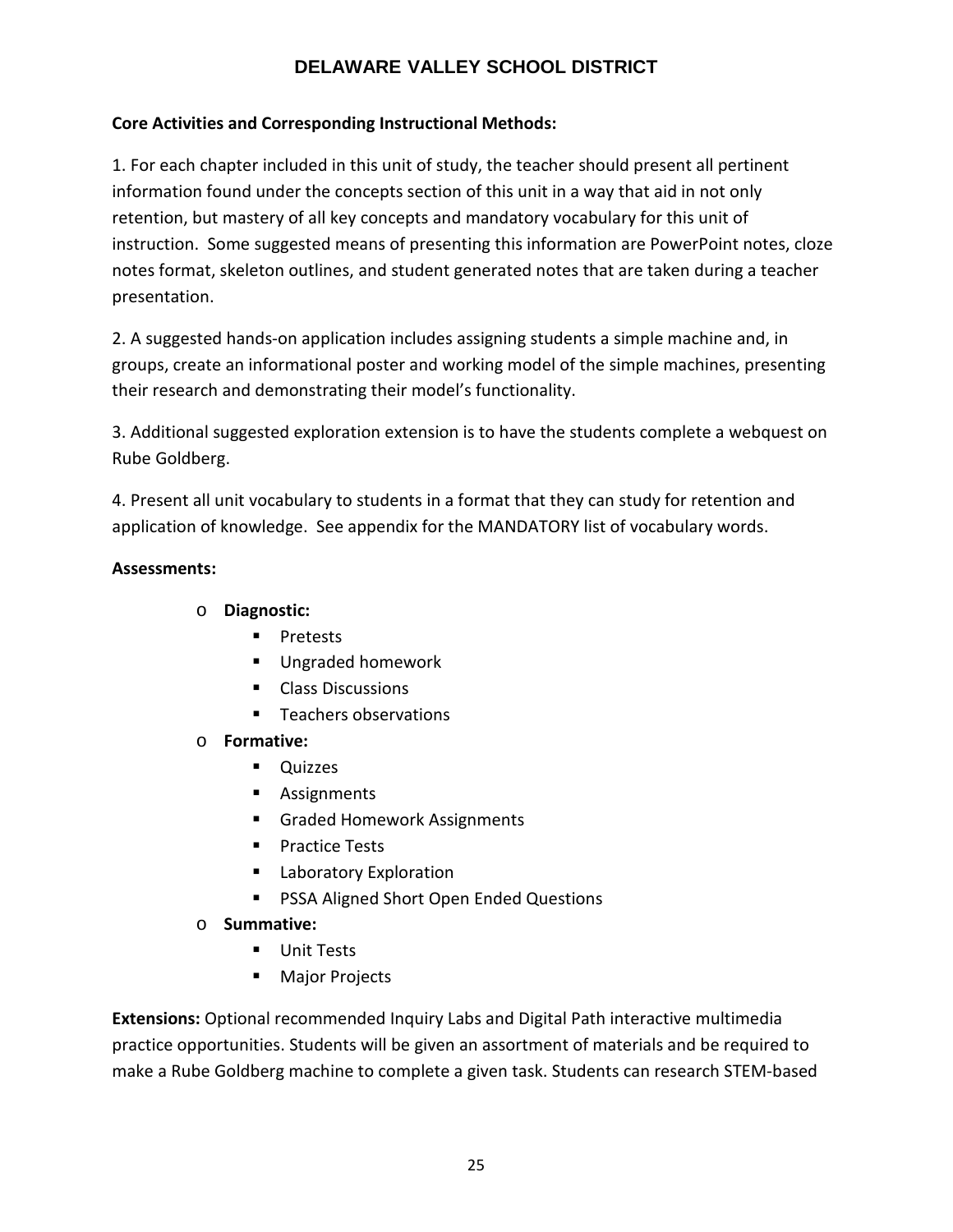**Core Activities and Corresponding Instructional Methods:**

1. For each chapter included in this unit of study, the teacher should present all pertinent information found under the concepts section of this unit in a way that aid in not only retention, but mastery of all key concepts and mandatory vocabulary for this unit of instruction. Some suggested means of presenting this information are PowerPoint notes, cloze notes format, skeleton outlines, and student generated notes that are taken during a teacher presentation.

2. A suggested hands-on application includes assigning students a simple machine and, in groups, create an informational poster and working model of the simple machines, presenting their research and demonstrating their model's functionality.

3. Additional suggested exploration extension is to have the students complete a webquest on Rube Goldberg.

4. Present all unit vocabulary to students in a format that they can study for retention and application of knowledge. See appendix for the MANDATORY list of vocabulary words.

**Assessments:**

- **Diagnostic:**
  - Pretests
  - Ungraded homework
  - Class Discussions
  - Teachers observations
- **Formative:**
  - Quizzes
  - Assignments
  - Graded Homework Assignments
  - Practice Tests
  - Laboratory Exploration
  - PSSA Aligned Short Open Ended Questions
- **Summative:**
  - Unit Tests
  - Major Projects

**Extensions:** Optional recommended Inquiry Labs and Digital Path interactive multimedia practice opportunities. Students will be given an assortment of materials and be required to make a Rube Goldberg machine to complete a given task. Students can research STEM-based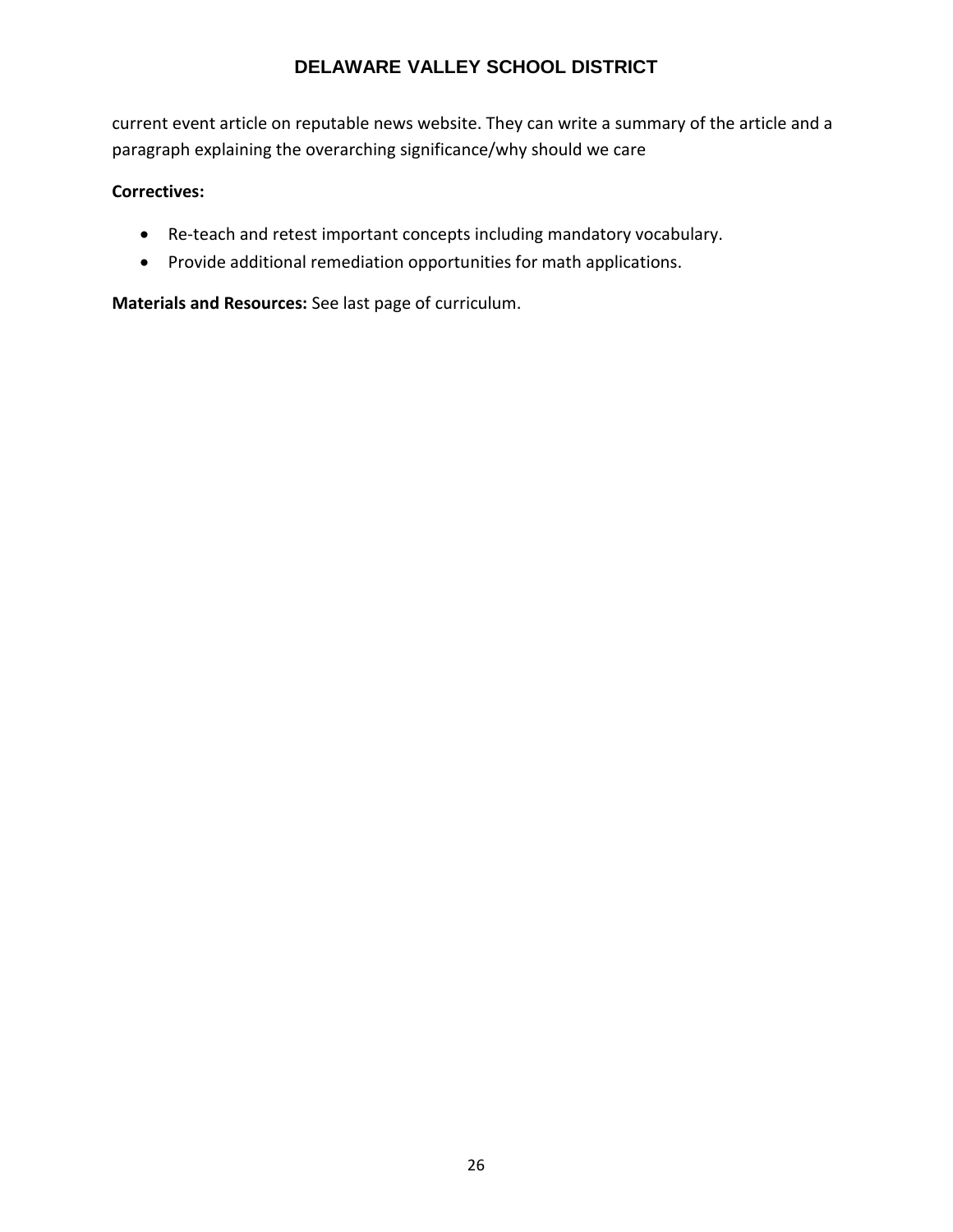current event article on reputable news website. They can write a summary of the article and a paragraph explaining the overarching significance/why should we care

**Correctives:**

- Re-teach and retest important concepts including mandatory vocabulary.
- Provide additional remediation opportunities for math applications.

**Materials and Resources:** See last page of curriculum.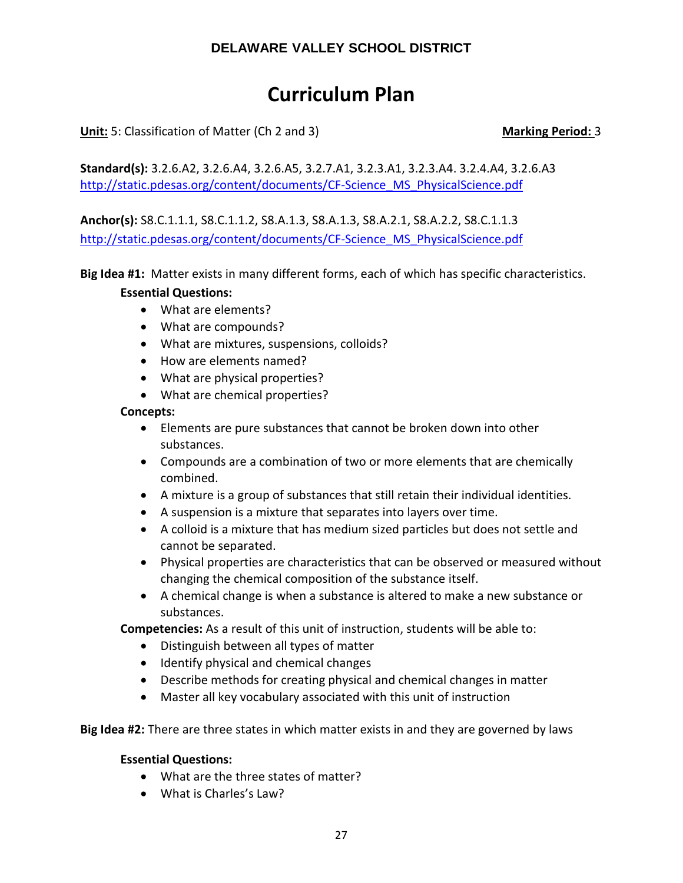**DELAWARE VALLEY SCHOOL DISTRICT**

# Curriculum Plan

**Unit:** 5: Classification of Matter (Ch 2 and 3) **Marking Period:** 3

**Standard(s):** 3.2.6.A2, 3.2.6.A4, 3.2.6.A5, 3.2.7.A1, 3.2.3.A1, 3.2.3.A4. 3.2.4.A4, 3.2.6.A3
http://static.pdesas.org/content/documents/CF-Science_MS_PhysicalScience.pdf

**Anchor(s):** S8.C.1.1.1, S8.C.1.1.2, S8.A.1.3, S8.A.1.3, S8.A.2.1, S8.A.2.2, S8.C.1.1.3
http://static.pdesas.org/content/documents/CF-Science_MS_PhysicalScience.pdf

**Big Idea #1:** Matter exists in many different forms, each of which has specific characteristics.

**Essential Questions:**

- What are elements?
- What are compounds?
- What are mixtures, suspensions, colloids?
- How are elements named?
- What are physical properties?
- What are chemical properties?

**Concepts:**

- Elements are pure substances that cannot be broken down into other substances.
- Compounds are a combination of two or more elements that are chemically combined.
- A mixture is a group of substances that still retain their individual identities.
- A suspension is a mixture that separates into layers over time.
- A colloid is a mixture that has medium sized particles but does not settle and cannot be separated.
- Physical properties are characteristics that can be observed or measured without changing the chemical composition of the substance itself.
- A chemical change is when a substance is altered to make a new substance or substances.

**Competencies:** As a result of this unit of instruction, students will be able to:

- Distinguish between all types of matter
- Identify physical and chemical changes
- Describe methods for creating physical and chemical changes in matter
- Master all key vocabulary associated with this unit of instruction

**Big Idea #2:** There are three states in which matter exists in and they are governed by laws

**Essential Questions:**

- What are the three states of matter?
- What is Charles's Law?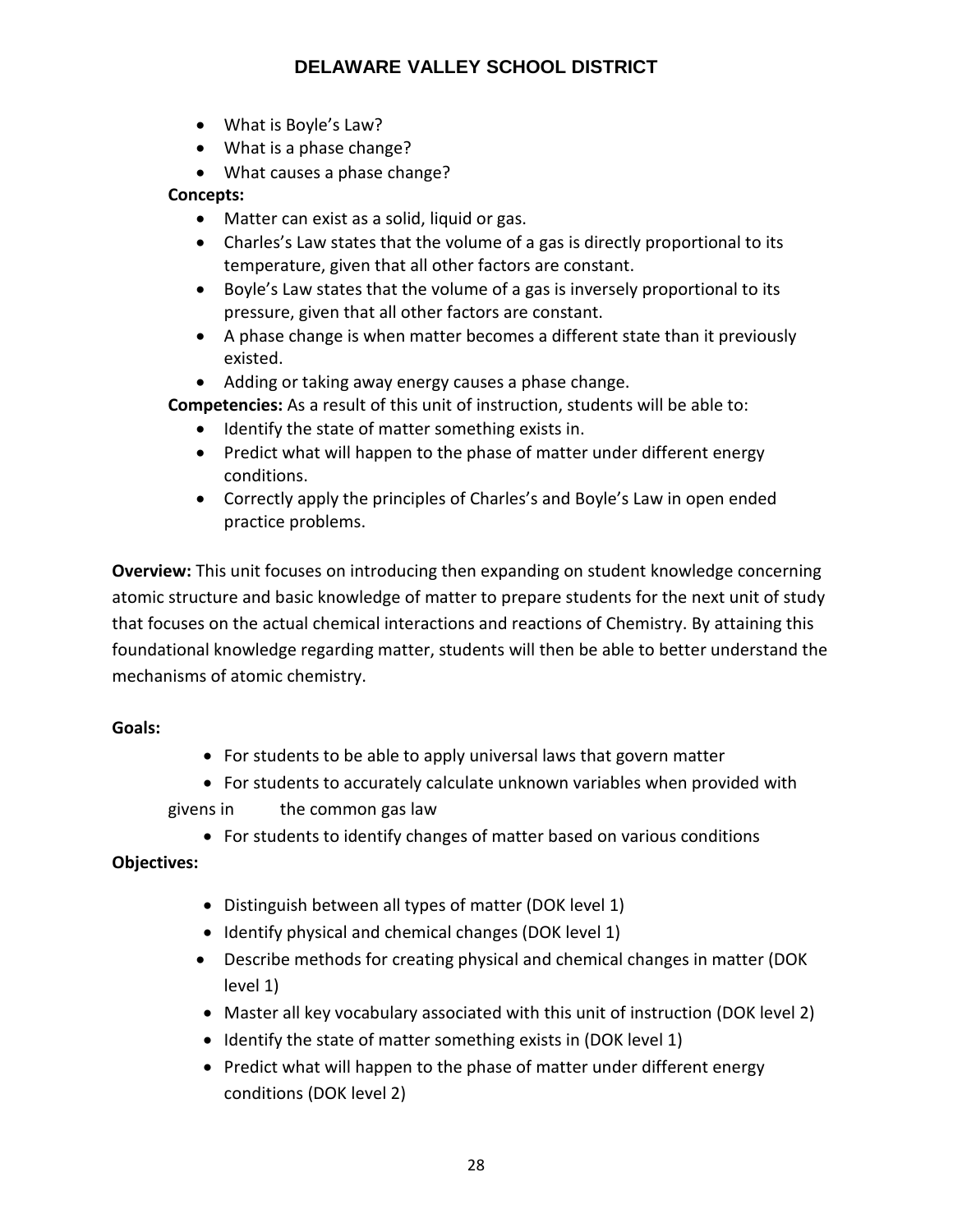- What is Boyle's Law?
- What is a phase change?
- What causes a phase change?

**Concepts:**

- Matter can exist as a solid, liquid or gas.
- Charles's Law states that the volume of a gas is directly proportional to its temperature, given that all other factors are constant.
- Boyle's Law states that the volume of a gas is inversely proportional to its pressure, given that all other factors are constant.
- A phase change is when matter becomes a different state than it previously existed.
- Adding or taking away energy causes a phase change.

**Competencies:** As a result of this unit of instruction, students will be able to:

- Identify the state of matter something exists in.
- Predict what will happen to the phase of matter under different energy conditions.
- Correctly apply the principles of Charles's and Boyle's Law in open ended practice problems.

**Overview:** This unit focuses on introducing then expanding on student knowledge concerning atomic structure and basic knowledge of matter to prepare students for the next unit of study that focuses on the actual chemical interactions and reactions of Chemistry. By attaining this foundational knowledge regarding matter, students will then be able to better understand the mechanisms of atomic chemistry.

**Goals:**

- For students to be able to apply universal laws that govern matter
- For students to accurately calculate unknown variables when provided with givens in the common gas law
- For students to identify changes of matter based on various conditions

**Objectives:**

- Distinguish between all types of matter (DOK level 1)
- Identify physical and chemical changes (DOK level 1)
- Describe methods for creating physical and chemical changes in matter (DOK level 1)
- Master all key vocabulary associated with this unit of instruction (DOK level 2)
- Identify the state of matter something exists in (DOK level 1)
- Predict what will happen to the phase of matter under different energy conditions (DOK level 2)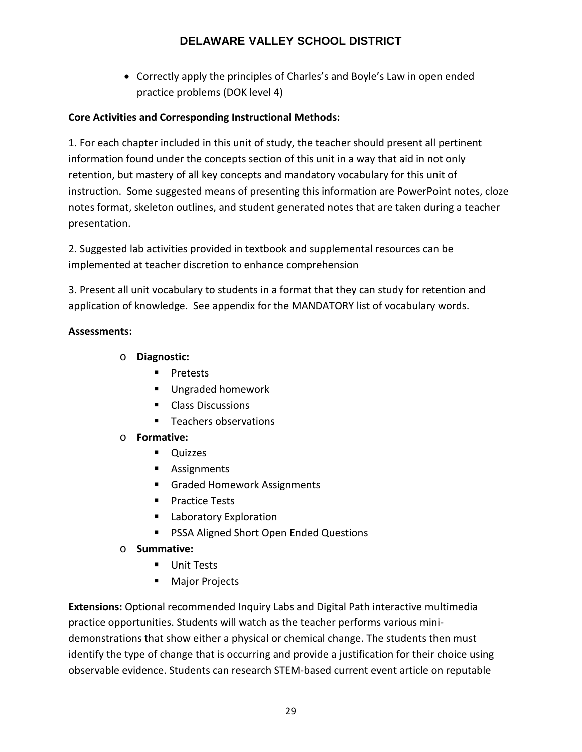- Correctly apply the principles of Charles's and Boyle's Law in open ended practice problems (DOK level 4)

**Core Activities and Corresponding Instructional Methods:**

1. For each chapter included in this unit of study, the teacher should present all pertinent information found under the concepts section of this unit in a way that aid in not only retention, but mastery of all key concepts and mandatory vocabulary for this unit of instruction. Some suggested means of presenting this information are PowerPoint notes, cloze notes format, skeleton outlines, and student generated notes that are taken during a teacher presentation.

2. Suggested lab activities provided in textbook and supplemental resources can be implemented at teacher discretion to enhance comprehension

3. Present all unit vocabulary to students in a format that they can study for retention and application of knowledge. See appendix for the MANDATORY list of vocabulary words.

**Assessments:**

- **Diagnostic:**
  - Pretests
  - Ungraded homework
  - Class Discussions
  - Teachers observations
- **Formative:**
  - Quizzes
  - Assignments
  - Graded Homework Assignments
  - Practice Tests
  - Laboratory Exploration
  - PSSA Aligned Short Open Ended Questions
- **Summative:**
  - Unit Tests
  - Major Projects

**Extensions:** Optional recommended Inquiry Labs and Digital Path interactive multimedia practice opportunities. Students will watch as the teacher performs various mini-demonstrations that show either a physical or chemical change. The students then must identify the type of change that is occurring and provide a justification for their choice using observable evidence. Students can research STEM-based current event article on reputable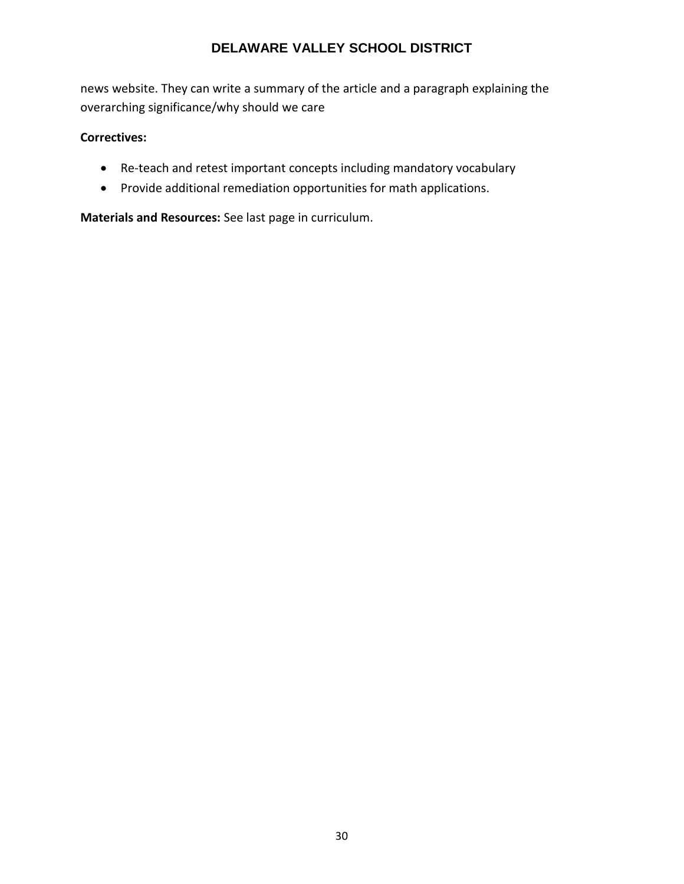news website. They can write a summary of the article and a paragraph explaining the overarching significance/why should we care

**Correctives:**

- Re-teach and retest important concepts including mandatory vocabulary
- Provide additional remediation opportunities for math applications.

**Materials and Resources:** See last page in curriculum.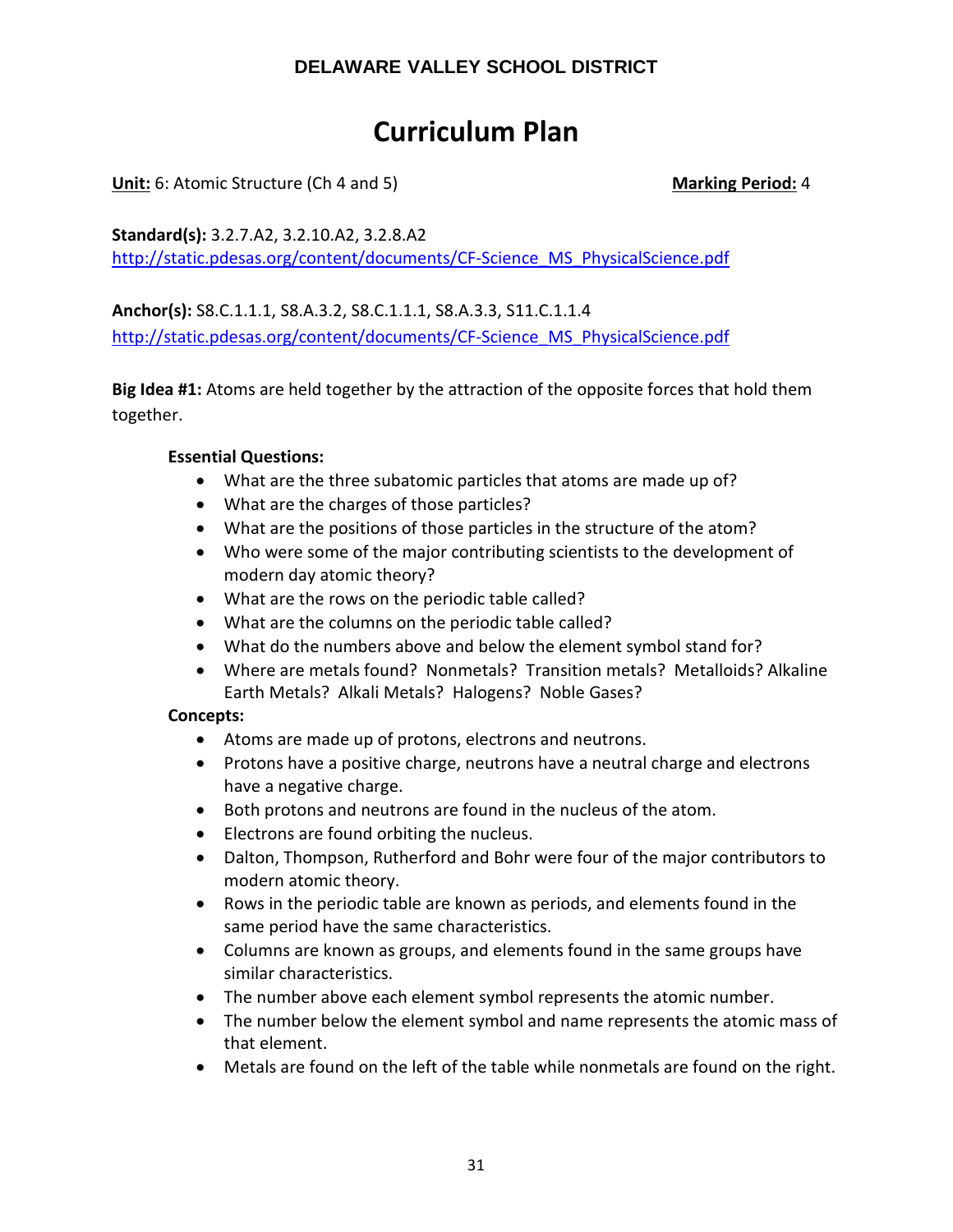**DELAWARE VALLEY SCHOOL DISTRICT**

# Curriculum Plan

**Unit:** 6: Atomic Structure (Ch 4 and 5) **Marking Period:** 4

**Standard(s):** 3.2.7.A2, 3.2.10.A2, 3.2.8.A2
http://static.pdesas.org/content/documents/CF-Science_MS_PhysicalScience.pdf

**Anchor(s):** S8.C.1.1.1, S8.A.3.2, S8.C.1.1.1, S8.A.3.3, S11.C.1.1.4
http://static.pdesas.org/content/documents/CF-Science_MS_PhysicalScience.pdf

**Big Idea #1:** Atoms are held together by the attraction of the opposite forces that hold them together.

**Essential Questions:**

- What are the three subatomic particles that atoms are made up of?
- What are the charges of those particles?
- What are the positions of those particles in the structure of the atom?
- Who were some of the major contributing scientists to the development of modern day atomic theory?
- What are the rows on the periodic table called?
- What are the columns on the periodic table called?
- What do the numbers above and below the element symbol stand for?
- Where are metals found? Nonmetals? Transition metals? Metalloids? Alkaline Earth Metals? Alkali Metals? Halogens? Noble Gases?

**Concepts:**

- Atoms are made up of protons, electrons and neutrons.
- Protons have a positive charge, neutrons have a neutral charge and electrons have a negative charge.
- Both protons and neutrons are found in the nucleus of the atom.
- Electrons are found orbiting the nucleus.
- Dalton, Thompson, Rutherford and Bohr were four of the major contributors to modern atomic theory.
- Rows in the periodic table are known as periods, and elements found in the same period have the same characteristics.
- Columns are known as groups, and elements found in the same groups have similar characteristics.
- The number above each element symbol represents the atomic number.
- The number below the element symbol and name represents the atomic mass of that element.
- Metals are found on the left of the table while nonmetals are found on the right.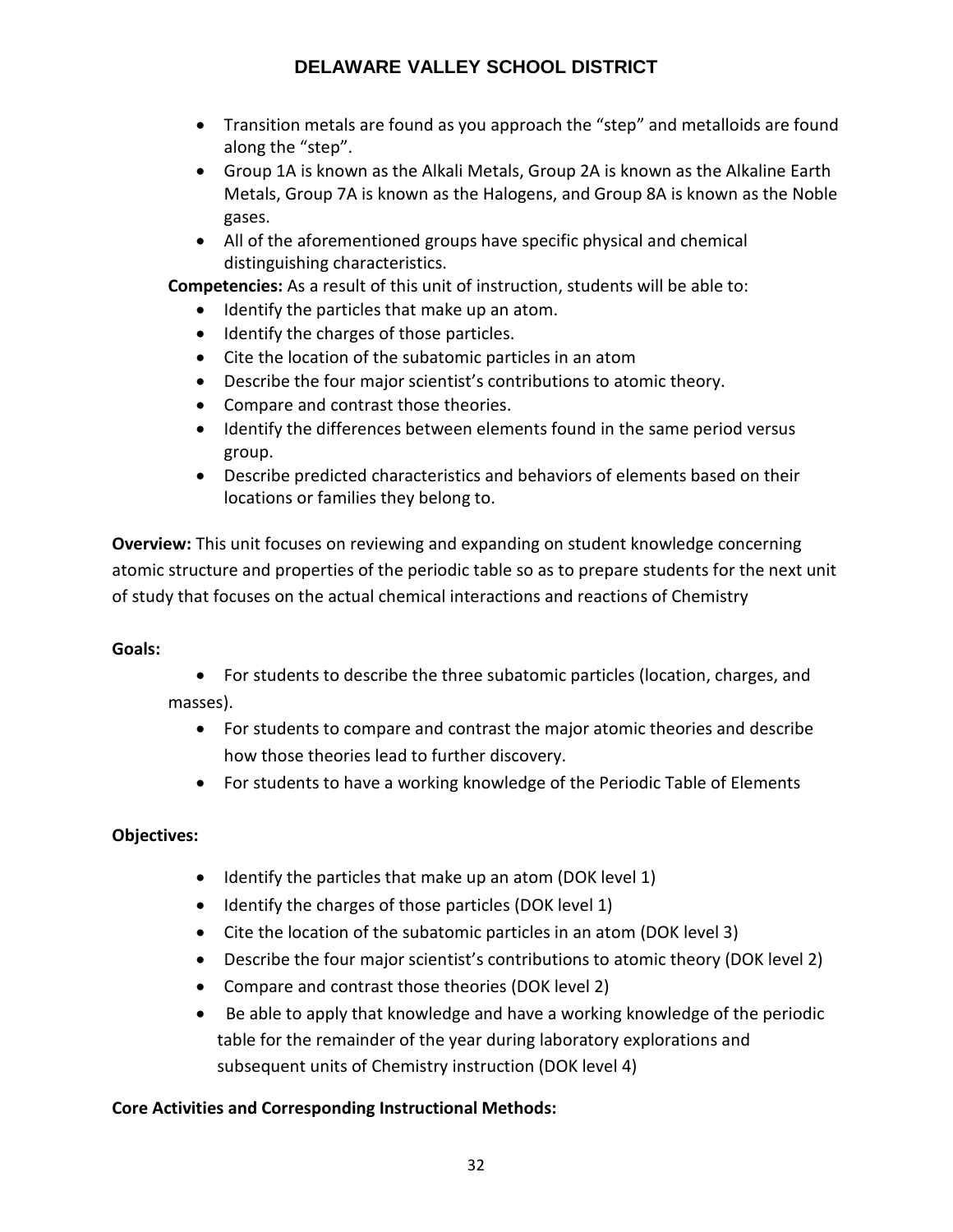- Transition metals are found as you approach the “step” and metalloids are found along the “step”.
- Group 1A is known as the Alkali Metals, Group 2A is known as the Alkaline Earth Metals, Group 7A is known as the Halogens, and Group 8A is known as the Noble gases.
- All of the aforementioned groups have specific physical and chemical distinguishing characteristics.

**Competencies:** As a result of this unit of instruction, students will be able to:

- Identify the particles that make up an atom.
- Identify the charges of those particles.
- Cite the location of the subatomic particles in an atom
- Describe the four major scientist’s contributions to atomic theory.
- Compare and contrast those theories.
- Identify the differences between elements found in the same period versus group.
- Describe predicted characteristics and behaviors of elements based on their locations or families they belong to.

**Overview:** This unit focuses on reviewing and expanding on student knowledge concerning atomic structure and properties of the periodic table so as to prepare students for the next unit of study that focuses on the actual chemical interactions and reactions of Chemistry

**Goals:**

- For students to describe the three subatomic particles (location, charges, and masses).
- For students to compare and contrast the major atomic theories and describe how those theories lead to further discovery.
- For students to have a working knowledge of the Periodic Table of Elements

**Objectives:**

- Identify the particles that make up an atom (DOK level 1)
- Identify the charges of those particles (DOK level 1)
- Cite the location of the subatomic particles in an atom (DOK level 3)
- Describe the four major scientist’s contributions to atomic theory (DOK level 2)
- Compare and contrast those theories (DOK level 2)
- Be able to apply that knowledge and have a working knowledge of the periodic table for the remainder of the year during laboratory explorations and subsequent units of Chemistry instruction (DOK level 4)

**Core Activities and Corresponding Instructional Methods:**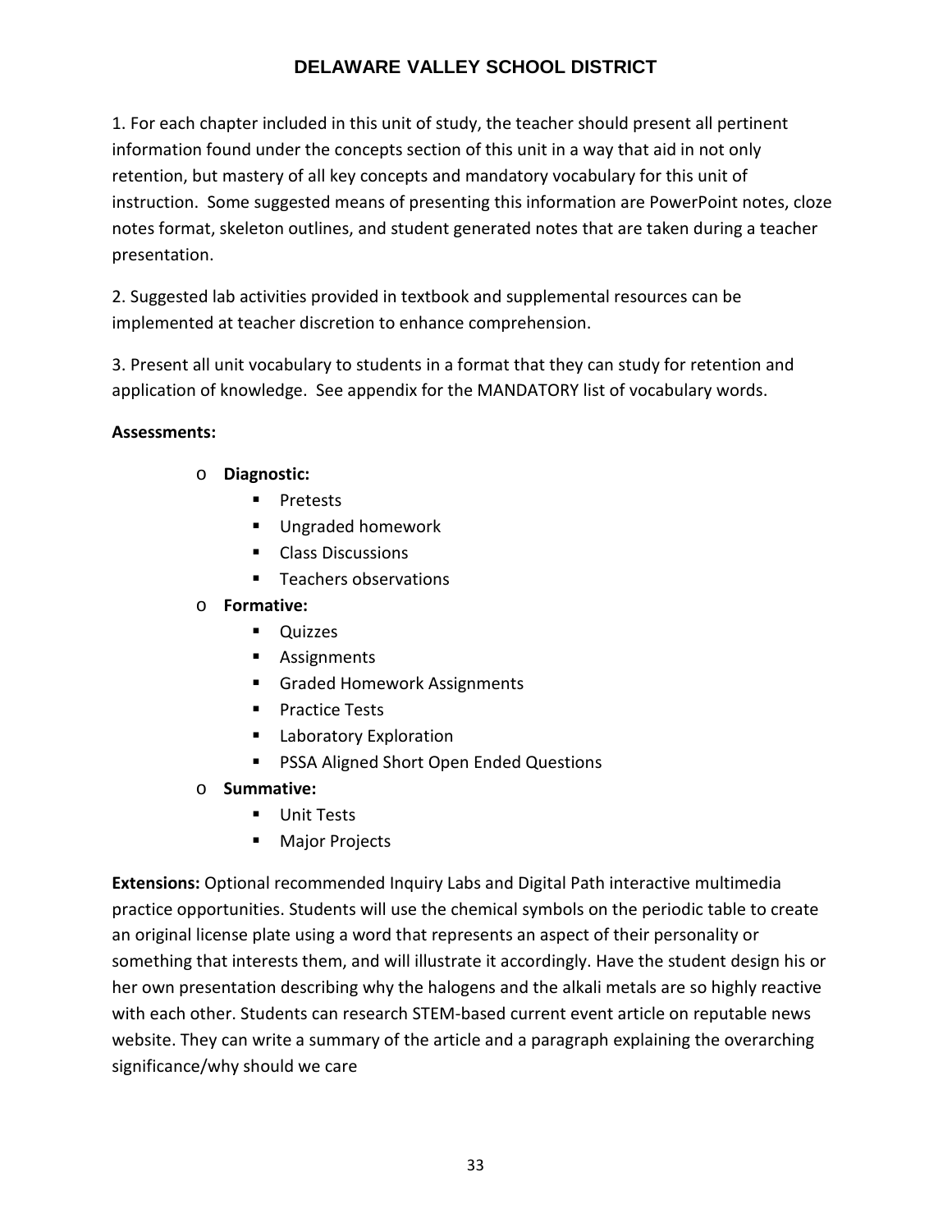1. For each chapter included in this unit of study, the teacher should present all pertinent information found under the concepts section of this unit in a way that aid in not only retention, but mastery of all key concepts and mandatory vocabulary for this unit of instruction. Some suggested means of presenting this information are PowerPoint notes, cloze notes format, skeleton outlines, and student generated notes that are taken during a teacher presentation.

2. Suggested lab activities provided in textbook and supplemental resources can be implemented at teacher discretion to enhance comprehension.

3. Present all unit vocabulary to students in a format that they can study for retention and application of knowledge. See appendix for the MANDATORY list of vocabulary words.

**Assessments:**

- **Diagnostic:**
  - Pretests
  - Ungraded homework
  - Class Discussions
  - Teachers observations
- **Formative:**
  - Quizzes
  - Assignments
  - Graded Homework Assignments
  - Practice Tests
  - Laboratory Exploration
  - PSSA Aligned Short Open Ended Questions
- **Summative:**
  - Unit Tests
  - Major Projects

**Extensions:** Optional recommended Inquiry Labs and Digital Path interactive multimedia practice opportunities. Students will use the chemical symbols on the periodic table to create an original license plate using a word that represents an aspect of their personality or something that interests them, and will illustrate it accordingly. Have the student design his or her own presentation describing why the halogens and the alkali metals are so highly reactive with each other. Students can research STEM-based current event article on reputable news website. They can write a summary of the article and a paragraph explaining the overarching significance/why should we care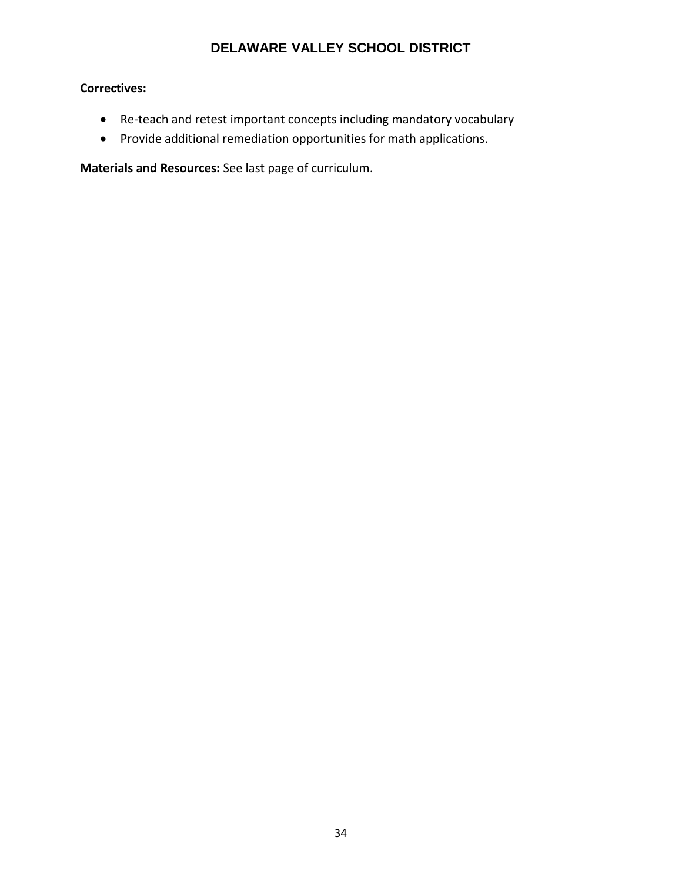**Correctives:**

- Re-teach and retest important concepts including mandatory vocabulary
- Provide additional remediation opportunities for math applications.

**Materials and Resources:** See last page of curriculum.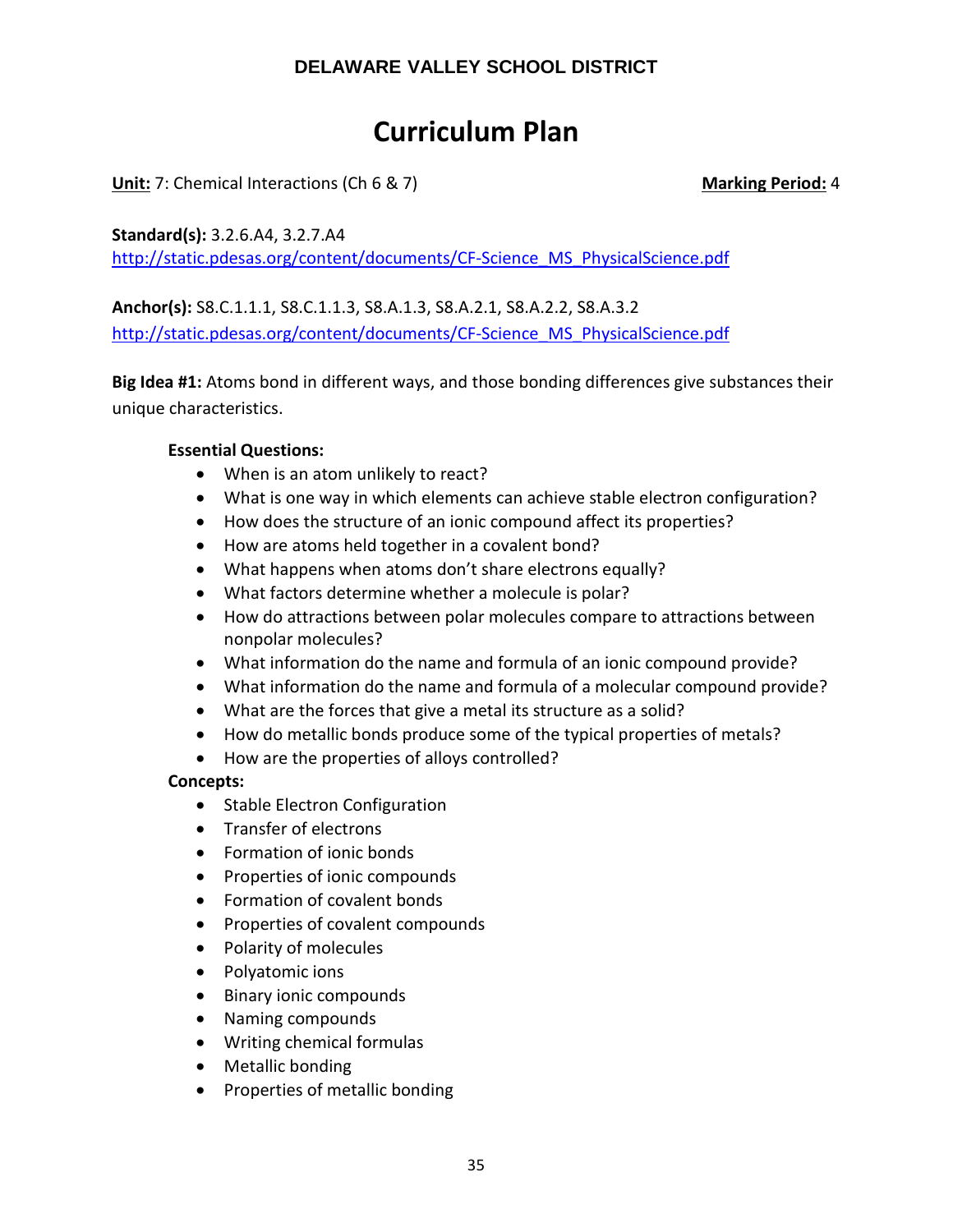**DELAWARE VALLEY SCHOOL DISTRICT**

# Curriculum Plan

**Unit:** 7: Chemical Interactions (Ch 6 & 7) **Marking Period:** 4

**Standard(s):** 3.2.6.A4, 3.2.7.A4
http://static.pdesas.org/content/documents/CF-Science_MS_PhysicalScience.pdf

**Anchor(s):** S8.C.1.1.1, S8.C.1.1.3, S8.A.1.3, S8.A.2.1, S8.A.2.2, S8.A.3.2
http://static.pdesas.org/content/documents/CF-Science_MS_PhysicalScience.pdf

**Big Idea #1:** Atoms bond in different ways, and those bonding differences give substances their unique characteristics.

**Essential Questions:**

- When is an atom unlikely to react?
- What is one way in which elements can achieve stable electron configuration?
- How does the structure of an ionic compound affect its properties?
- How are atoms held together in a covalent bond?
- What happens when atoms don't share electrons equally?
- What factors determine whether a molecule is polar?
- How do attractions between polar molecules compare to attractions between nonpolar molecules?
- What information do the name and formula of an ionic compound provide?
- What information do the name and formula of a molecular compound provide?
- What are the forces that give a metal its structure as a solid?
- How do metallic bonds produce some of the typical properties of metals?
- How are the properties of alloys controlled?

**Concepts:**

- Stable Electron Configuration
- Transfer of electrons
- Formation of ionic bonds
- Properties of ionic compounds
- Formation of covalent bonds
- Properties of covalent compounds
- Polarity of molecules
- Polyatomic ions
- Binary ionic compounds
- Naming compounds
- Writing chemical formulas
- Metallic bonding
- Properties of metallic bonding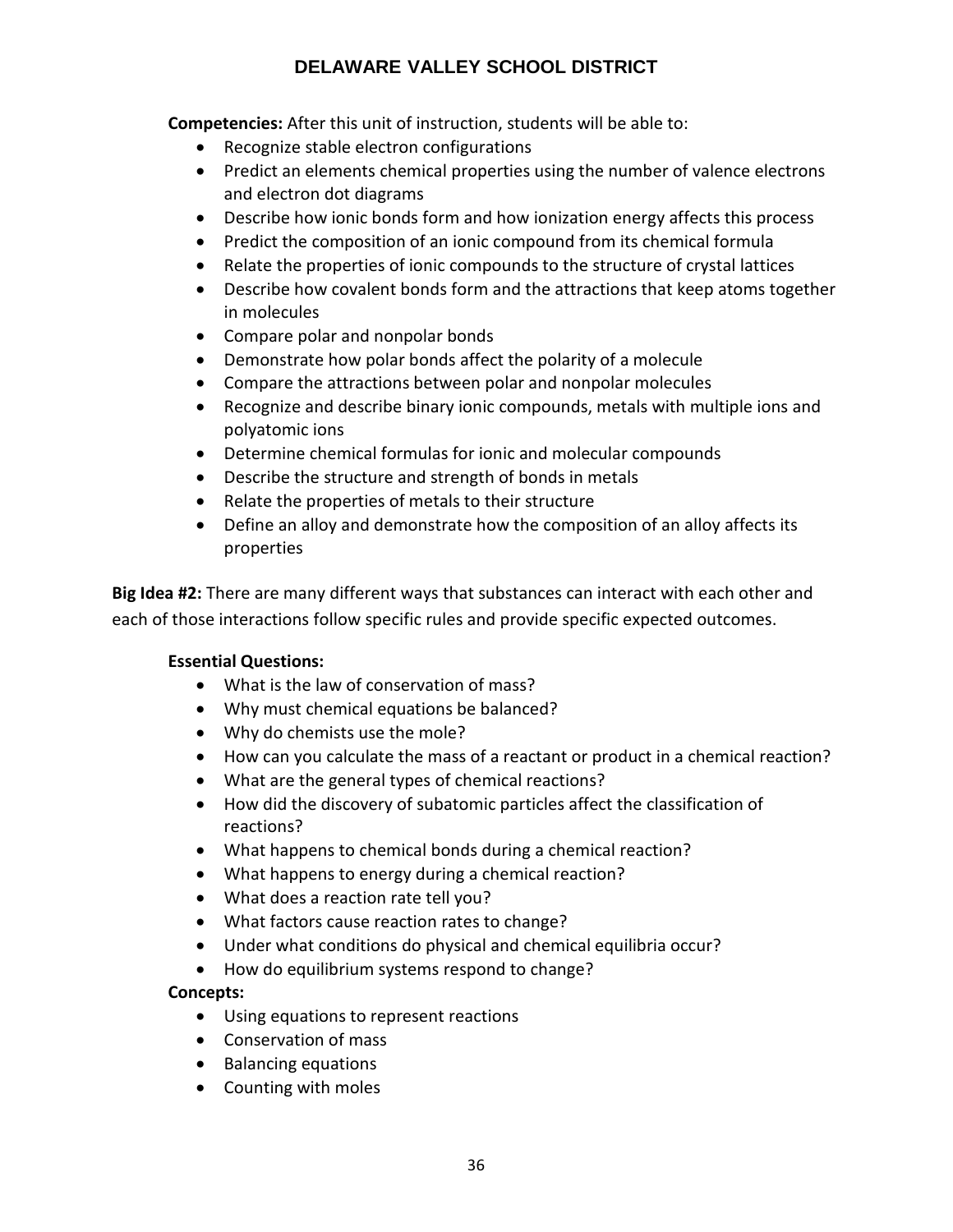**Competencies:** After this unit of instruction, students will be able to:

- Recognize stable electron configurations
- Predict an elements chemical properties using the number of valence electrons and electron dot diagrams
- Describe how ionic bonds form and how ionization energy affects this process
- Predict the composition of an ionic compound from its chemical formula
- Relate the properties of ionic compounds to the structure of crystal lattices
- Describe how covalent bonds form and the attractions that keep atoms together in molecules
- Compare polar and nonpolar bonds
- Demonstrate how polar bonds affect the polarity of a molecule
- Compare the attractions between polar and nonpolar molecules
- Recognize and describe binary ionic compounds, metals with multiple ions and polyatomic ions
- Determine chemical formulas for ionic and molecular compounds
- Describe the structure and strength of bonds in metals
- Relate the properties of metals to their structure
- Define an alloy and demonstrate how the composition of an alloy affects its properties

**Big Idea #2:** There are many different ways that substances can interact with each other and each of those interactions follow specific rules and provide specific expected outcomes.

**Essential Questions:**

- What is the law of conservation of mass?
- Why must chemical equations be balanced?
- Why do chemists use the mole?
- How can you calculate the mass of a reactant or product in a chemical reaction?
- What are the general types of chemical reactions?
- How did the discovery of subatomic particles affect the classification of reactions?
- What happens to chemical bonds during a chemical reaction?
- What happens to energy during a chemical reaction?
- What does a reaction rate tell you?
- What factors cause reaction rates to change?
- Under what conditions do physical and chemical equilibria occur?
- How do equilibrium systems respond to change?

**Concepts:**

- Using equations to represent reactions
- Conservation of mass
- Balancing equations
- Counting with moles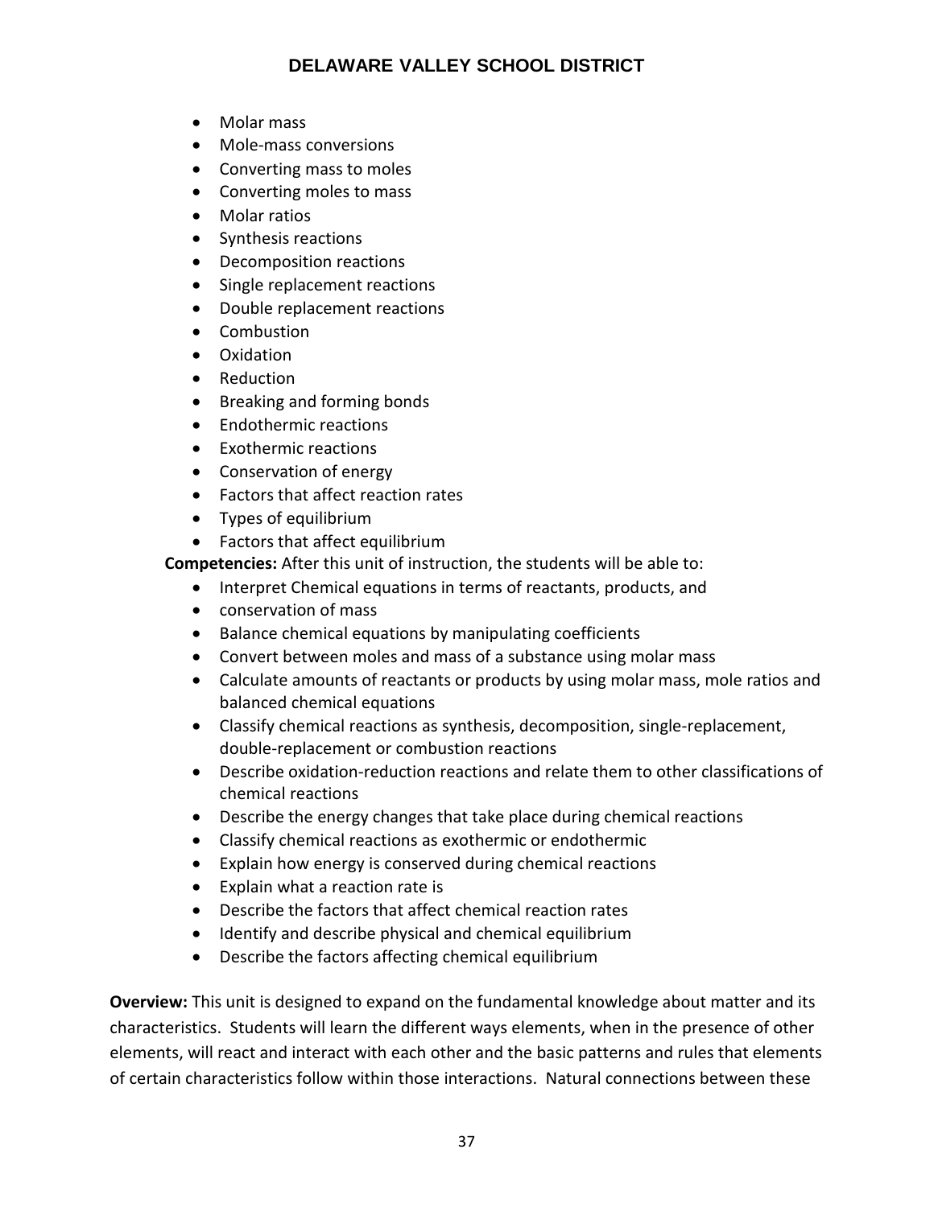- Molar mass
- Mole-mass conversions
- Converting mass to moles
- Converting moles to mass
- Molar ratios
- Synthesis reactions
- Decomposition reactions
- Single replacement reactions
- Double replacement reactions
- Combustion
- Oxidation
- Reduction
- Breaking and forming bonds
- Endothermic reactions
- Exothermic reactions
- Conservation of energy
- Factors that affect reaction rates
- Types of equilibrium
- Factors that affect equilibrium

**Competencies:** After this unit of instruction, the students will be able to:

- Interpret Chemical equations in terms of reactants, products, and
- conservation of mass
- Balance chemical equations by manipulating coefficients
- Convert between moles and mass of a substance using molar mass
- Calculate amounts of reactants or products by using molar mass, mole ratios and balanced chemical equations
- Classify chemical reactions as synthesis, decomposition, single-replacement, double-replacement or combustion reactions
- Describe oxidation-reduction reactions and relate them to other classifications of chemical reactions
- Describe the energy changes that take place during chemical reactions
- Classify chemical reactions as exothermic or endothermic
- Explain how energy is conserved during chemical reactions
- Explain what a reaction rate is
- Describe the factors that affect chemical reaction rates
- Identify and describe physical and chemical equilibrium
- Describe the factors affecting chemical equilibrium

**Overview:** This unit is designed to expand on the fundamental knowledge about matter and its characteristics. Students will learn the different ways elements, when in the presence of other elements, will react and interact with each other and the basic patterns and rules that elements of certain characteristics follow within those interactions. Natural connections between these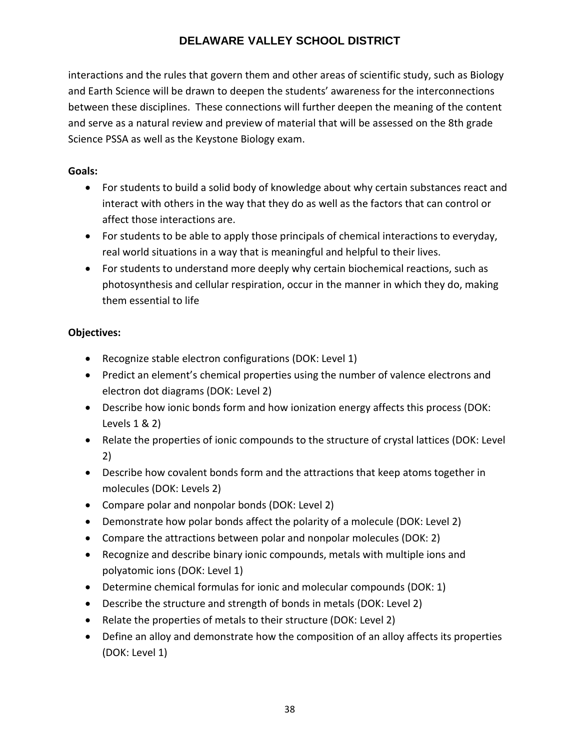interactions and the rules that govern them and other areas of scientific study, such as Biology and Earth Science will be drawn to deepen the students' awareness for the interconnections between these disciplines. These connections will further deepen the meaning of the content and serve as a natural review and preview of material that will be assessed on the 8th grade Science PSSA as well as the Keystone Biology exam.

**Goals:**

- For students to build a solid body of knowledge about why certain substances react and interact with others in the way that they do as well as the factors that can control or affect those interactions are.
- For students to be able to apply those principals of chemical interactions to everyday, real world situations in a way that is meaningful and helpful to their lives.
- For students to understand more deeply why certain biochemical reactions, such as photosynthesis and cellular respiration, occur in the manner in which they do, making them essential to life

**Objectives:**

- Recognize stable electron configurations (DOK: Level 1)
- Predict an element's chemical properties using the number of valence electrons and electron dot diagrams (DOK: Level 2)
- Describe how ionic bonds form and how ionization energy affects this process (DOK: Levels 1 & 2)
- Relate the properties of ionic compounds to the structure of crystal lattices (DOK: Level 2)
- Describe how covalent bonds form and the attractions that keep atoms together in molecules (DOK: Levels 2)
- Compare polar and nonpolar bonds (DOK: Level 2)
- Demonstrate how polar bonds affect the polarity of a molecule (DOK: Level 2)
- Compare the attractions between polar and nonpolar molecules (DOK: 2)
- Recognize and describe binary ionic compounds, metals with multiple ions and polyatomic ions (DOK: Level 1)
- Determine chemical formulas for ionic and molecular compounds (DOK: 1)
- Describe the structure and strength of bonds in metals (DOK: Level 2)
- Relate the properties of metals to their structure (DOK: Level 2)
- Define an alloy and demonstrate how the composition of an alloy affects its properties (DOK: Level 1)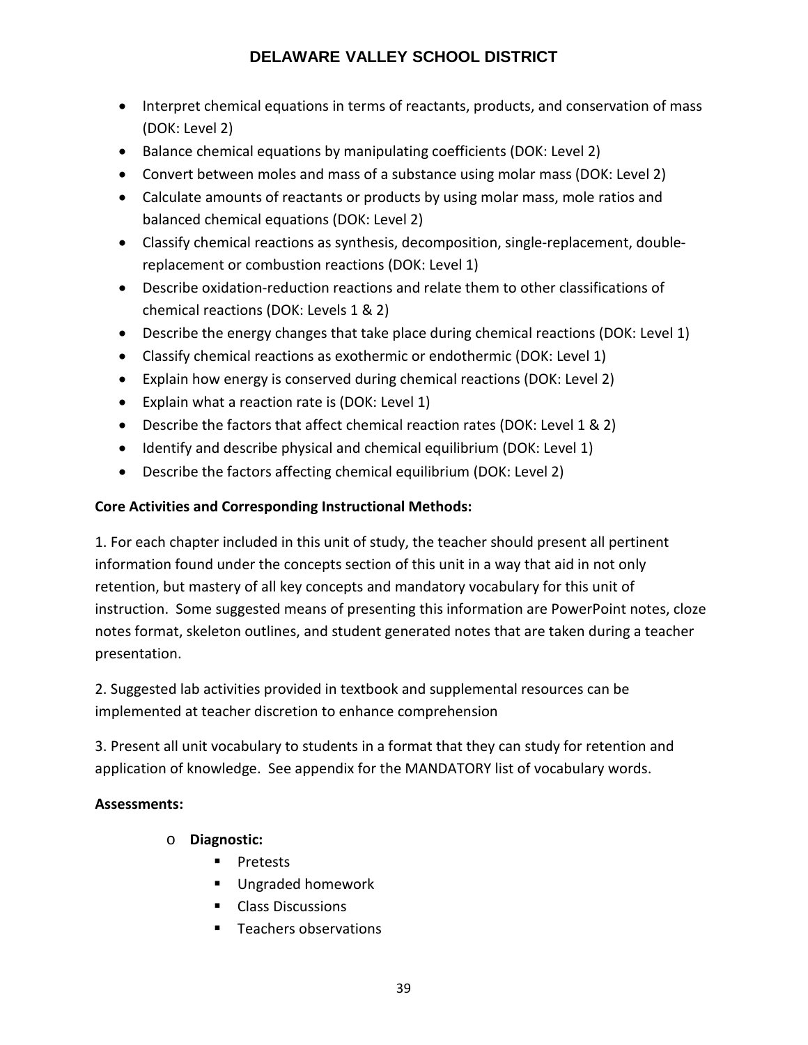- Interpret chemical equations in terms of reactants, products, and conservation of mass (DOK: Level 2)
- Balance chemical equations by manipulating coefficients (DOK: Level 2)
- Convert between moles and mass of a substance using molar mass (DOK: Level 2)
- Calculate amounts of reactants or products by using molar mass, mole ratios and balanced chemical equations (DOK: Level 2)
- Classify chemical reactions as synthesis, decomposition, single-replacement, double-replacement or combustion reactions (DOK: Level 1)
- Describe oxidation-reduction reactions and relate them to other classifications of chemical reactions (DOK: Levels 1 & 2)
- Describe the energy changes that take place during chemical reactions (DOK: Level 1)
- Classify chemical reactions as exothermic or endothermic (DOK: Level 1)
- Explain how energy is conserved during chemical reactions (DOK: Level 2)
- Explain what a reaction rate is (DOK: Level 1)
- Describe the factors that affect chemical reaction rates (DOK: Level 1 & 2)
- Identify and describe physical and chemical equilibrium (DOK: Level 1)
- Describe the factors affecting chemical equilibrium (DOK: Level 2)

**Core Activities and Corresponding Instructional Methods:**

1. For each chapter included in this unit of study, the teacher should present all pertinent information found under the concepts section of this unit in a way that aid in not only retention, but mastery of all key concepts and mandatory vocabulary for this unit of instruction. Some suggested means of presenting this information are PowerPoint notes, cloze notes format, skeleton outlines, and student generated notes that are taken during a teacher presentation.

2. Suggested lab activities provided in textbook and supplemental resources can be implemented at teacher discretion to enhance comprehension

3. Present all unit vocabulary to students in a format that they can study for retention and application of knowledge. See appendix for the MANDATORY list of vocabulary words.

**Assessments:**

- **Diagnostic:**
  - Pretests
  - Ungraded homework
  - Class Discussions
  - Teachers observations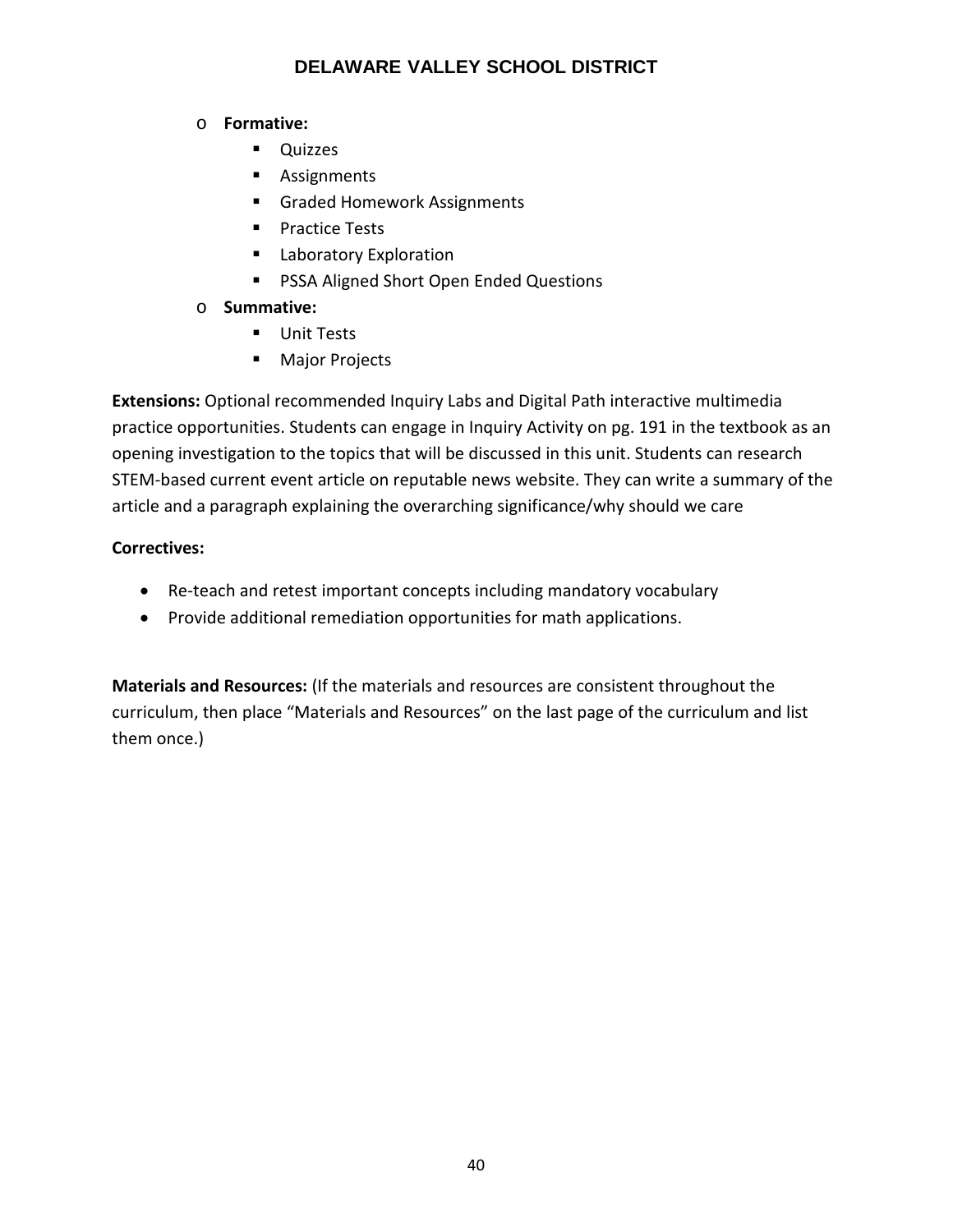- **Formative:**
  - Quizzes
  - Assignments
  - Graded Homework Assignments
  - Practice Tests
  - Laboratory Exploration
  - PSSA Aligned Short Open Ended Questions
- **Summative:**
  - Unit Tests
  - Major Projects

**Extensions:** Optional recommended Inquiry Labs and Digital Path interactive multimedia practice opportunities. Students can engage in Inquiry Activity on pg. 191 in the textbook as an opening investigation to the topics that will be discussed in this unit. Students can research STEM-based current event article on reputable news website. They can write a summary of the article and a paragraph explaining the overarching significance/why should we care

**Correctives:**

- Re-teach and retest important concepts including mandatory vocabulary
- Provide additional remediation opportunities for math applications.

**Materials and Resources:** (If the materials and resources are consistent throughout the curriculum, then place "Materials and Resources" on the last page of the curriculum and list them once.)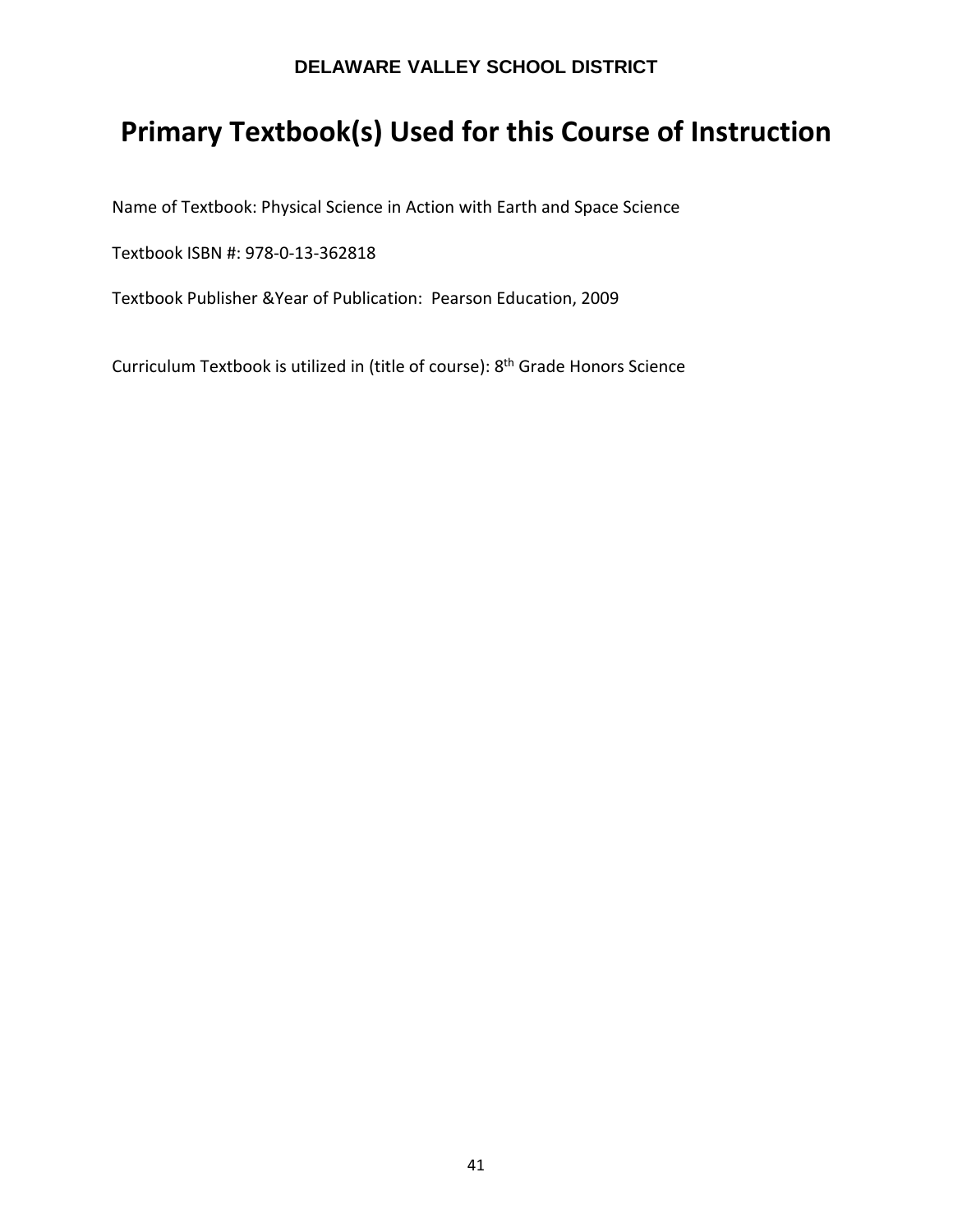**DELAWARE VALLEY SCHOOL DISTRICT**

# Primary Textbook(s) Used for this Course of Instruction

Name of Textbook: Physical Science in Action with Earth and Space Science

Textbook ISBN #: 978-0-13-362818

Textbook Publisher &Year of Publication: Pearson Education, 2009

Curriculum Textbook is utilized in (title of course): 8th Grade Honors Science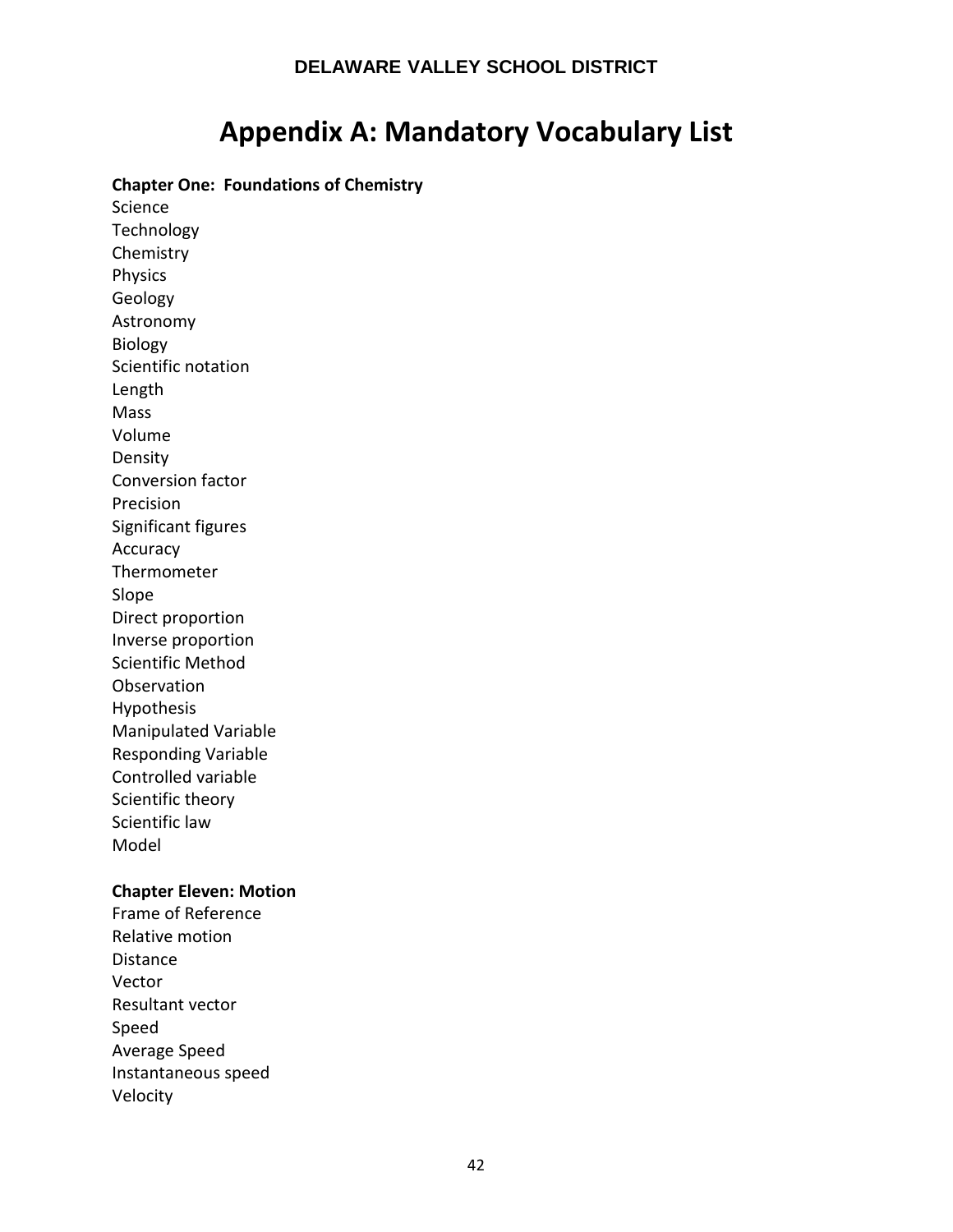# Appendix A: Mandatory Vocabulary List

**Chapter One: Foundations of Chemistry**

Science
Technology
Chemistry
Physics
Geology
Astronomy
Biology
Scientific notation
Length
Mass
Volume
Density
Conversion factor
Precision
Significant figures
Accuracy
Thermometer
Slope
Direct proportion
Inverse proportion
Scientific Method
Observation
Hypothesis
Manipulated Variable
Responding Variable
Controlled variable
Scientific theory
Scientific law
Model

**Chapter Eleven: Motion**

Frame of Reference
Relative motion
Distance
Vector
Resultant vector
Speed
Average Speed
Instantaneous speed
Velocity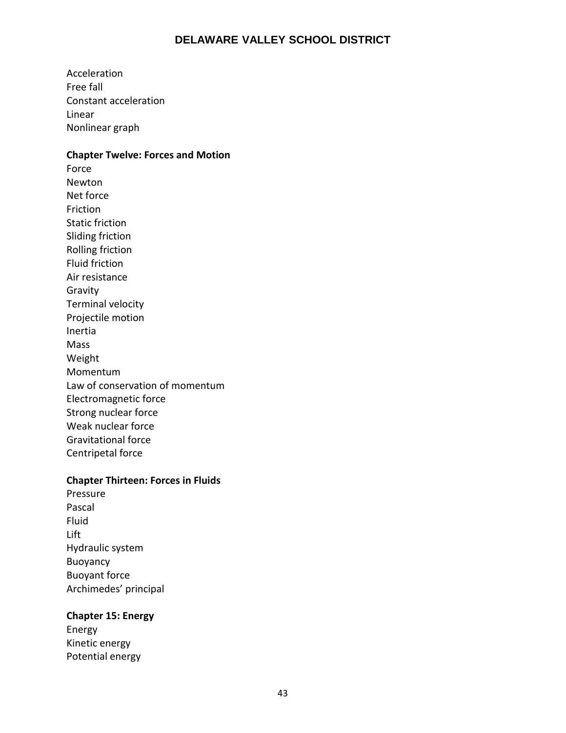Acceleration
Free fall
Constant acceleration
Linear
Nonlinear graph

**Chapter Twelve: Forces and Motion**

Force
Newton
Net force
Friction
Static friction
Sliding friction
Rolling friction
Fluid friction
Air resistance
Gravity
Terminal velocity
Projectile motion
Inertia
Mass
Weight
Momentum
Law of conservation of momentum
Electromagnetic force
Strong nuclear force
Weak nuclear force
Gravitational force
Centripetal force

**Chapter Thirteen: Forces in Fluids**

Pressure
Pascal
Fluid
Lift
Hydraulic system
Buoyancy
Buoyant force
Archimedes' principal

**Chapter 15: Energy**

Energy
Kinetic energy
Potential energy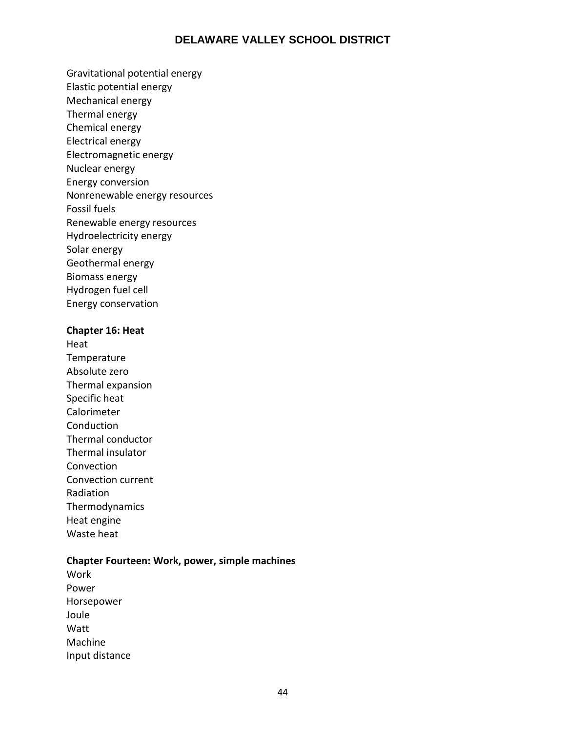Gravitational potential energy
Elastic potential energy
Mechanical energy
Thermal energy
Chemical energy
Electrical energy
Electromagnetic energy
Nuclear energy
Energy conversion
Nonrenewable energy resources
Fossil fuels
Renewable energy resources
Hydroelectricity energy
Solar energy
Geothermal energy
Biomass energy
Hydrogen fuel cell
Energy conservation

**Chapter 16: Heat**
Heat
Temperature
Absolute zero
Thermal expansion
Specific heat
Calorimeter
Conduction
Thermal conductor
Thermal insulator
Convection
Convection current
Radiation
Thermodynamics
Heat engine
Waste heat

**Chapter Fourteen: Work, power, simple machines**
Work
Power
Horsepower
Joule
Watt
Machine
Input distance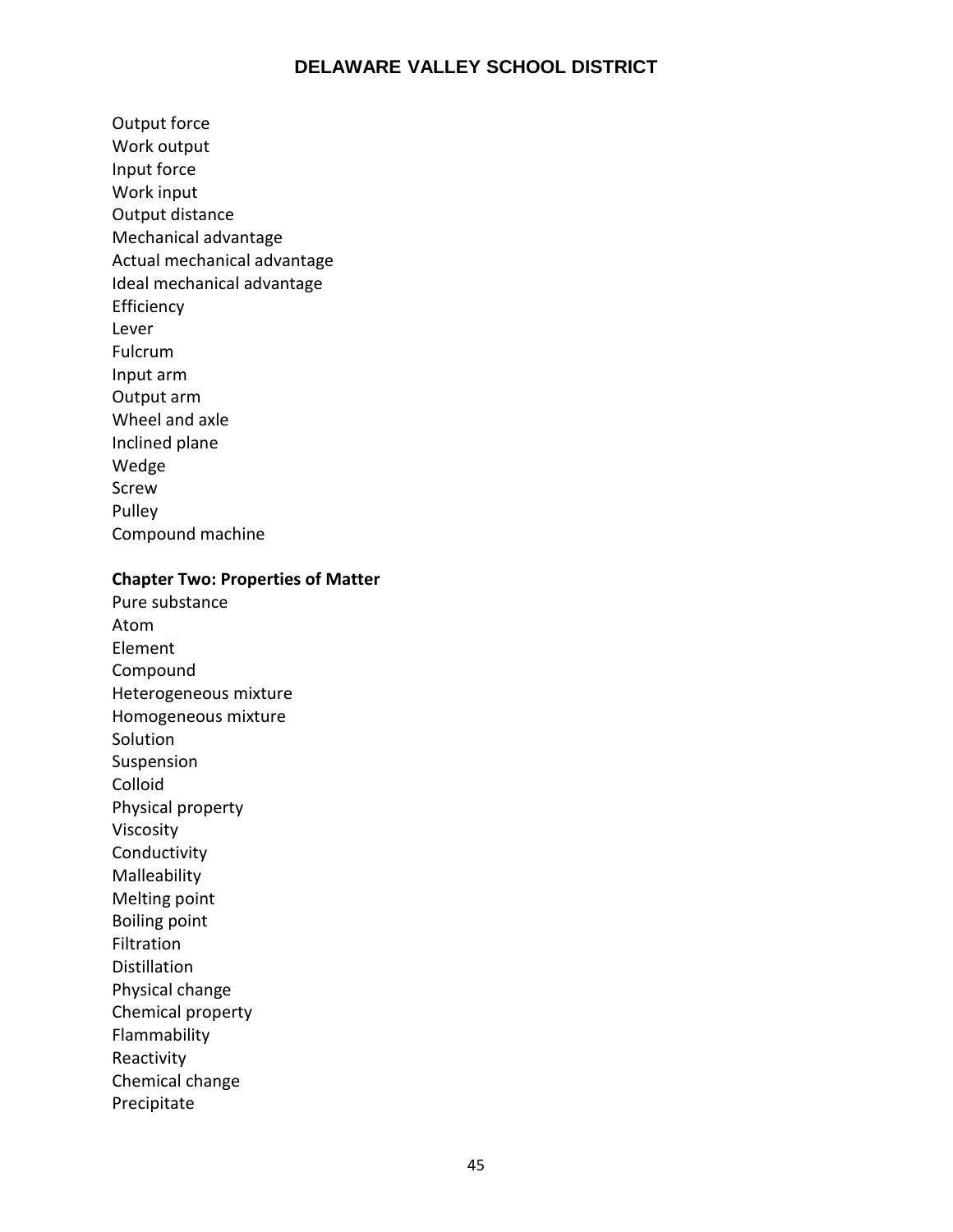Output force
Work output
Input force
Work input
Output distance
Mechanical advantage
Actual mechanical advantage
Ideal mechanical advantage
Efficiency
Lever
Fulcrum
Input arm
Output arm
Wheel and axle
Inclined plane
Wedge
Screw
Pulley
Compound machine

**Chapter Two: Properties of Matter**

Pure substance
Atom
Element
Compound
Heterogeneous mixture
Homogeneous mixture
Solution
Suspension
Colloid
Physical property
Viscosity
Conductivity
Malleability
Melting point
Boiling point
Filtration
Distillation
Physical change
Chemical property
Flammability
Reactivity
Chemical change
Precipitate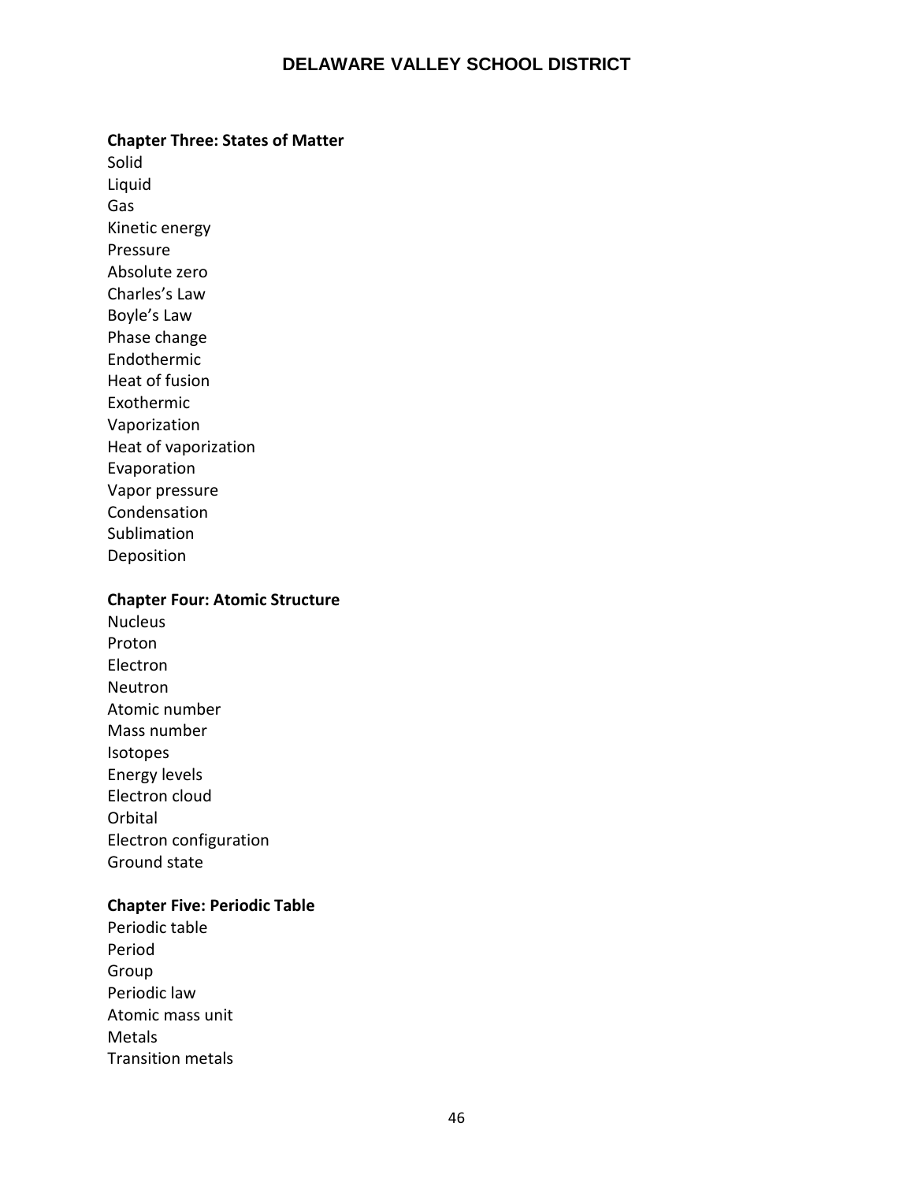**Chapter Three: States of Matter**

Solid
Liquid
Gas
Kinetic energy
Pressure
Absolute zero
Charles's Law
Boyle's Law
Phase change
Endothermic
Heat of fusion
Exothermic
Vaporization
Heat of vaporization
Evaporation
Vapor pressure
Condensation
Sublimation
Deposition

**Chapter Four: Atomic Structure**

Nucleus
Proton
Electron
Neutron
Atomic number
Mass number
Isotopes
Energy levels
Electron cloud
Orbital
Electron configuration
Ground state

**Chapter Five: Periodic Table**

Periodic table
Period
Group
Periodic law
Atomic mass unit
Metals
Transition metals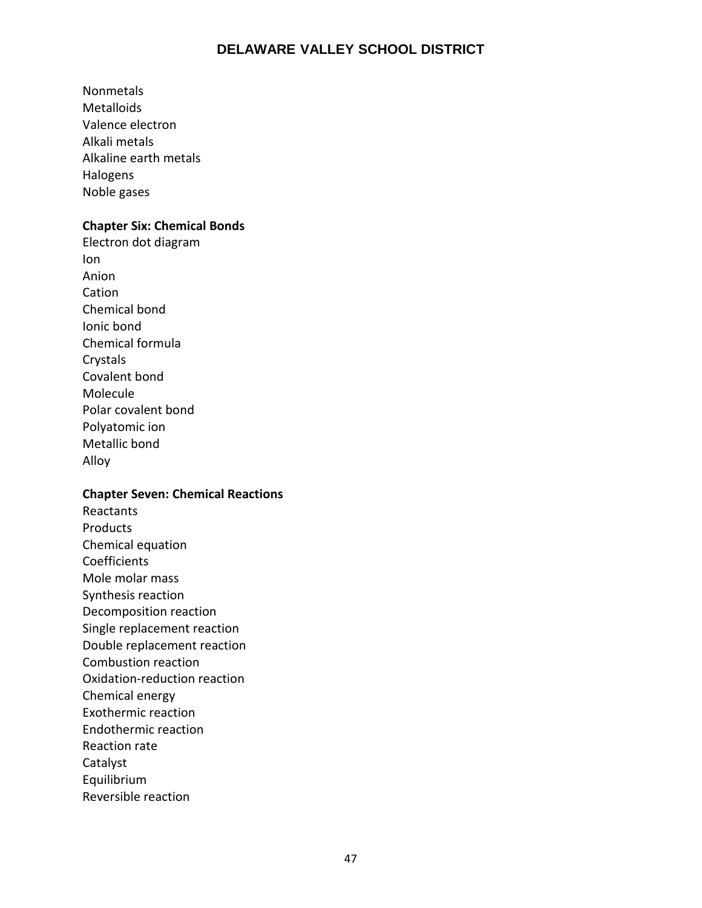Nonmetals
Metalloids
Valence electron
Alkali metals
Alkaline earth metals
Halogens
Noble gases

**Chapter Six: Chemical Bonds**
Electron dot diagram
Ion
Anion
Cation
Chemical bond
Ionic bond
Chemical formula
Crystals
Covalent bond
Molecule
Polar covalent bond
Polyatomic ion
Metallic bond
Alloy

**Chapter Seven: Chemical Reactions**
Reactants
Products
Chemical equation
Coefficients
Mole molar mass
Synthesis reaction
Decomposition reaction
Single replacement reaction
Double replacement reaction
Combustion reaction
Oxidation-reduction reaction
Chemical energy
Exothermic reaction
Endothermic reaction
Reaction rate
Catalyst
Equilibrium
Reversible reaction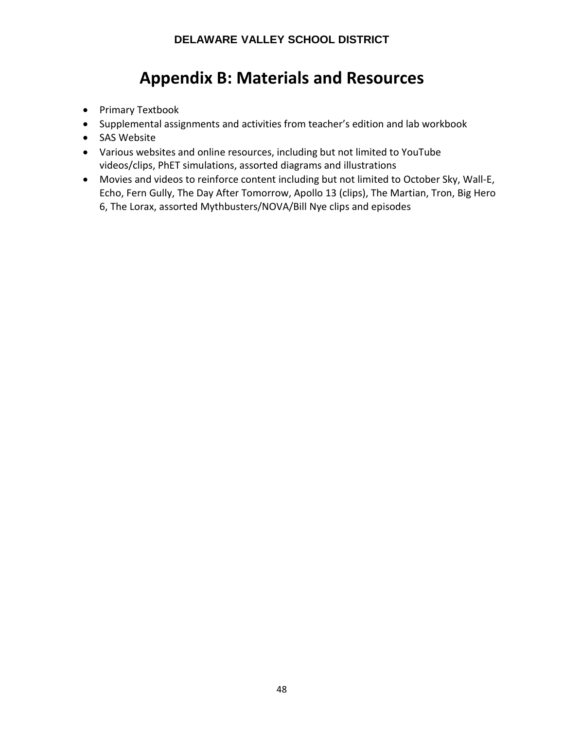# Appendix B: Materials and Resources

- Primary Textbook
- Supplemental assignments and activities from teacher's edition and lab workbook
- SAS Website
- Various websites and online resources, including but not limited to YouTube videos/clips, PhET simulations, assorted diagrams and illustrations
- Movies and videos to reinforce content including but not limited to October Sky, Wall-E, Echo, Fern Gully, The Day After Tomorrow, Apollo 13 (clips), The Martian, Tron, Big Hero 6, The Lorax, assorted Mythbusters/NOVA/Bill Nye clips and episodes